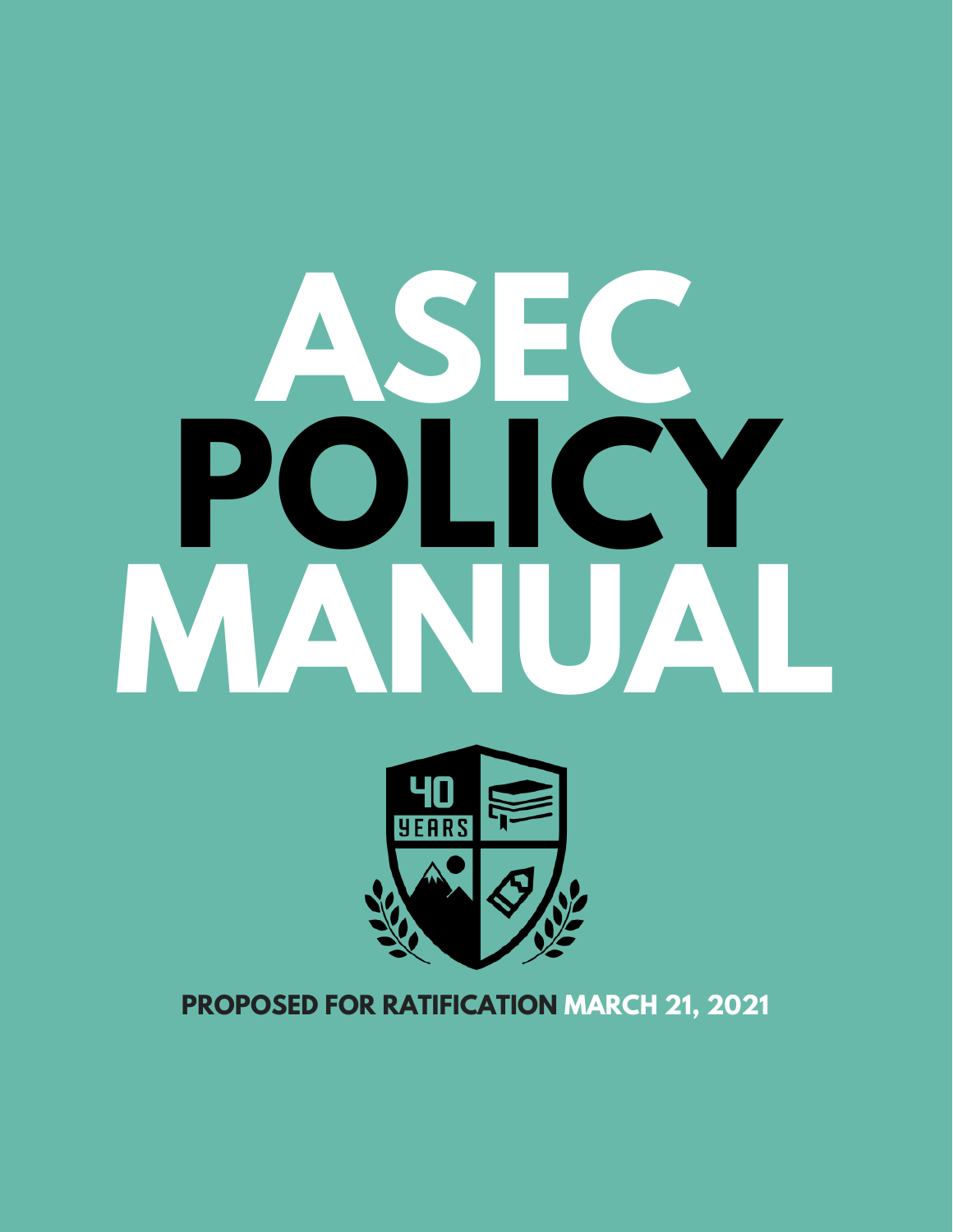# ASEC POLICY MANUAL

**PROPOSED FOR RATIFICATION MARCH 21, 2021**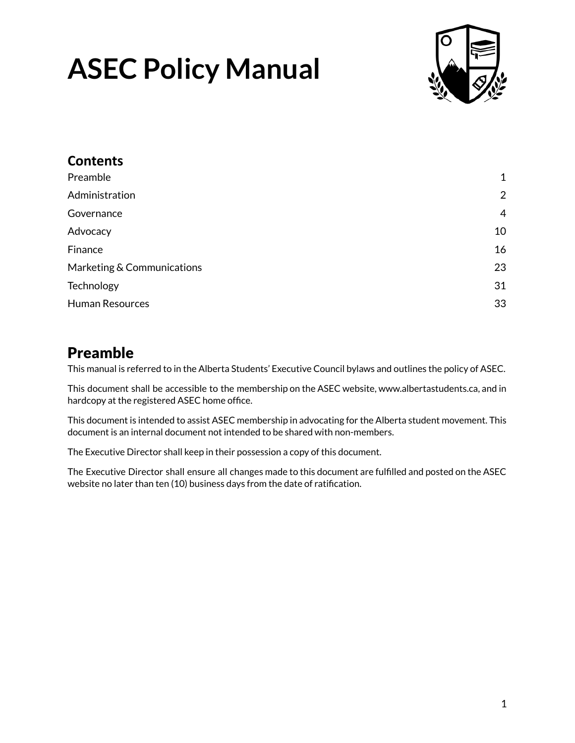# ASEC Policy Manual

## Contents

| | |
|---|---|
| Preamble | 1 |
| Administration | 2 |
| Governance | 4 |
| Advocacy | 10 |
| Finance | 16 |
| Marketing & Communications | 23 |
| Technology | 31 |
| Human Resources | 33 |

## Preamble

This manual is referred to in the Alberta Students' Executive Council bylaws and outlines the policy of ASEC.

This document shall be accessible to the membership on the ASEC website, www.albertastudents.ca, and in hardcopy at the registered ASEC home office.

This document is intended to assist ASEC membership in advocating for the Alberta student movement. This document is an internal document not intended to be shared with non-members.

The Executive Director shall keep in their possession a copy of this document.

The Executive Director shall ensure all changes made to this document are fulfilled and posted on the ASEC website no later than ten (10) business days from the date of ratification.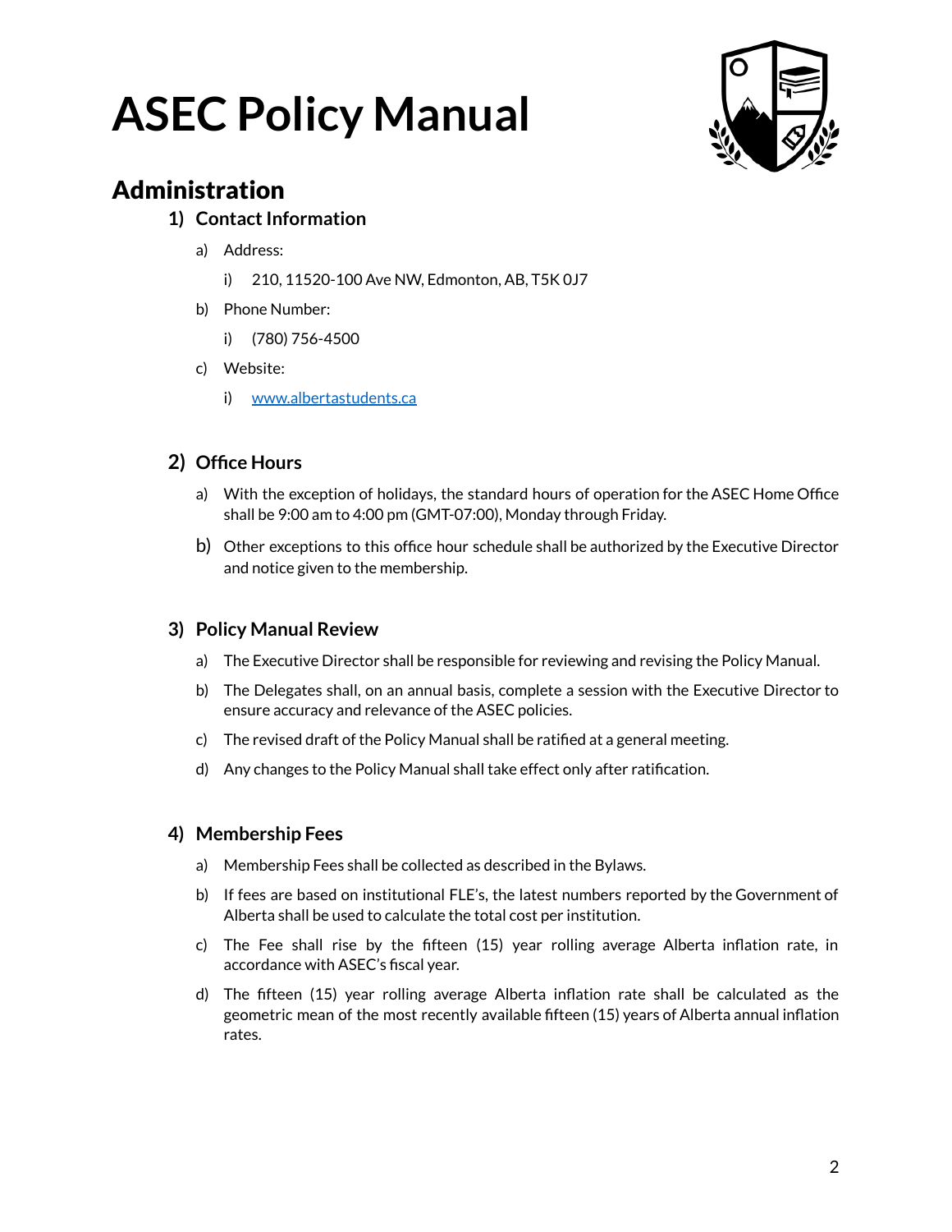# ASEC Policy Manual

## Administration

### 1) Contact Information

a) Address:

   i) 210, 11520-100 Ave NW, Edmonton, AB, T5K 0J7

b) Phone Number:

   i) (780) 756-4500

c) Website:

   i) [www.albertastudents.ca](http://www.albertastudents.ca)

### 2) Office Hours

a) With the exception of holidays, the standard hours of operation for the ASEC Home Office shall be 9:00 am to 4:00 pm (GMT-07:00), Monday through Friday.

b) Other exceptions to this office hour schedule shall be authorized by the Executive Director and notice given to the membership.

### 3) Policy Manual Review

a) The Executive Director shall be responsible for reviewing and revising the Policy Manual.

b) The Delegates shall, on an annual basis, complete a session with the Executive Director to ensure accuracy and relevance of the ASEC policies.

c) The revised draft of the Policy Manual shall be ratified at a general meeting.

d) Any changes to the Policy Manual shall take effect only after ratification.

### 4) Membership Fees

a) Membership Fees shall be collected as described in the Bylaws.

b) If fees are based on institutional FLE's, the latest numbers reported by the Government of Alberta shall be used to calculate the total cost per institution.

c) The Fee shall rise by the fifteen (15) year rolling average Alberta inflation rate, in accordance with ASEC's fiscal year.

d) The fifteen (15) year rolling average Alberta inflation rate shall be calculated as the geometric mean of the most recently available fifteen (15) years of Alberta annual inflation rates.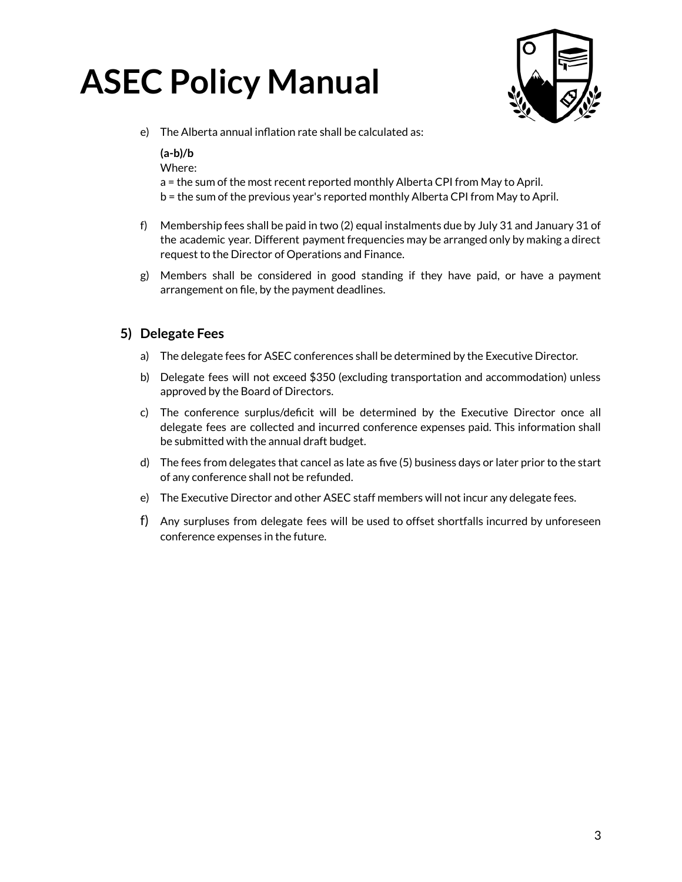e) The Alberta annual inflation rate shall be calculated as:

   **(a-b)/b**
   Where:
   a = the sum of the most recent reported monthly Alberta CPI from May to April.
   b = the sum of the previous year's reported monthly Alberta CPI from May to April.

f) Membership fees shall be paid in two (2) equal instalments due by July 31 and January 31 of the academic year. Different payment frequencies may be arranged only by making a direct request to the Director of Operations and Finance.

g) Members shall be considered in good standing if they have paid, or have a payment arrangement on file, by the payment deadlines.

### 5) Delegate Fees

a) The delegate fees for ASEC conferences shall be determined by the Executive Director.

b) Delegate fees will not exceed $350 (excluding transportation and accommodation) unless approved by the Board of Directors.

c) The conference surplus/deficit will be determined by the Executive Director once all delegate fees are collected and incurred conference expenses paid. This information shall be submitted with the annual draft budget.

d) The fees from delegates that cancel as late as five (5) business days or later prior to the start of any conference shall not be refunded.

e) The Executive Director and other ASEC staff members will not incur any delegate fees.

f) Any surpluses from delegate fees will be used to offset shortfalls incurred by unforeseen conference expenses in the future.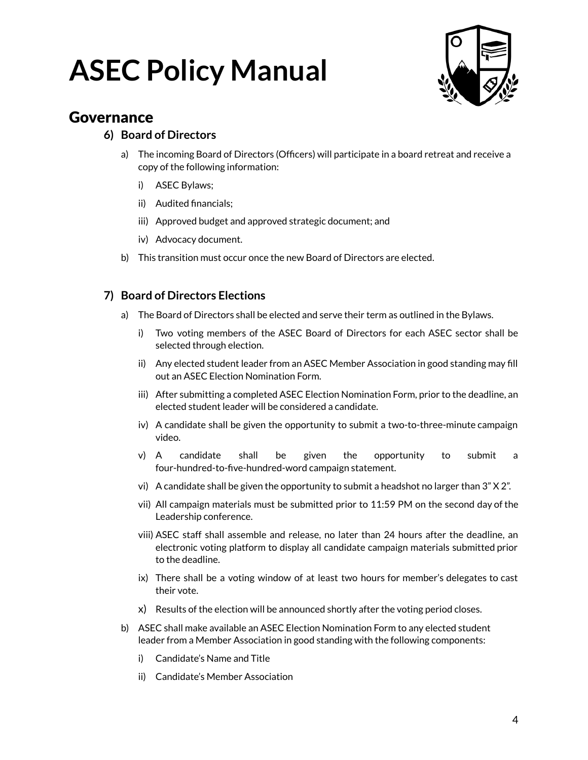# ASEC Policy Manual

## Governance

### 6) Board of Directors

a) The incoming Board of Directors (Officers) will participate in a board retreat and receive a copy of the following information:

   i) ASEC Bylaws;

   ii) Audited financials;

   iii) Approved budget and approved strategic document; and

   iv) Advocacy document.

b) This transition must occur once the new Board of Directors are elected.

### 7) Board of Directors Elections

a) The Board of Directors shall be elected and serve their term as outlined in the Bylaws.

   i) Two voting members of the ASEC Board of Directors for each ASEC sector shall be selected through election.

   ii) Any elected student leader from an ASEC Member Association in good standing may fill out an ASEC Election Nomination Form.

   iii) After submitting a completed ASEC Election Nomination Form, prior to the deadline, an elected student leader will be considered a candidate.

   iv) A candidate shall be given the opportunity to submit a two-to-three-minute campaign video.

   v) A candidate shall be given the opportunity to submit a four-hundred-to-five-hundred-word campaign statement.

   vi) A candidate shall be given the opportunity to submit a headshot no larger than 3” X 2”.

   vii) All campaign materials must be submitted prior to 11:59 PM on the second day of the Leadership conference.

   viii) ASEC staff shall assemble and release, no later than 24 hours after the deadline, an electronic voting platform to display all candidate campaign materials submitted prior to the deadline.

   ix) There shall be a voting window of at least two hours for member’s delegates to cast their vote.

   x) Results of the election will be announced shortly after the voting period closes.

b) ASEC shall make available an ASEC Election Nomination Form to any elected student leader from a Member Association in good standing with the following components:

   i) Candidate’s Name and Title

   ii) Candidate’s Member Association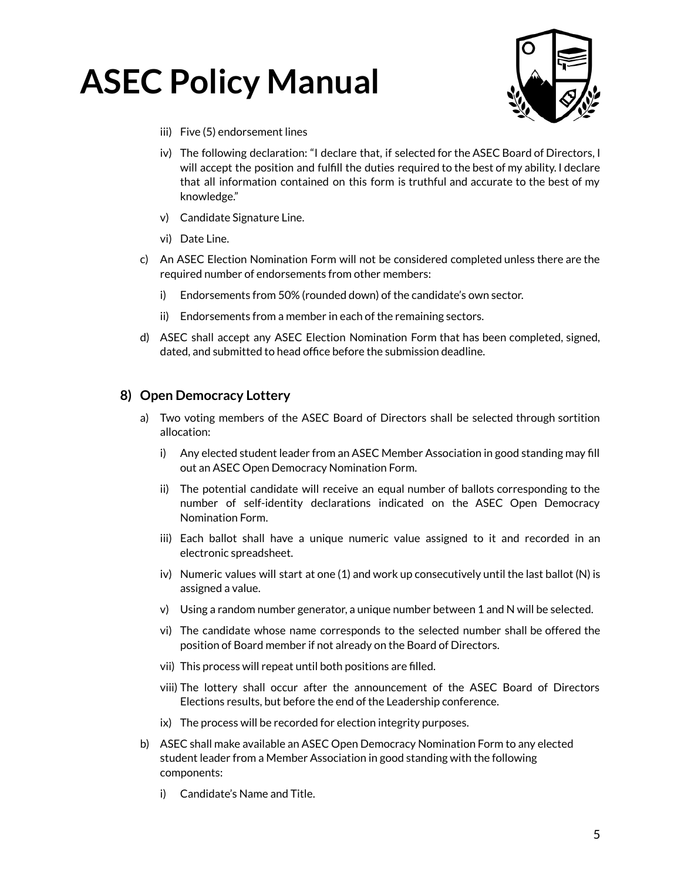iii) Five (5) endorsement lines

iv) The following declaration: "I declare that, if selected for the ASEC Board of Directors, I will accept the position and fulfill the duties required to the best of my ability. I declare that all information contained on this form is truthful and accurate to the best of my knowledge."

v) Candidate Signature Line.

vi) Date Line.

c) An ASEC Election Nomination Form will not be considered completed unless there are the required number of endorsements from other members:

i) Endorsements from 50% (rounded down) of the candidate's own sector.

ii) Endorsements from a member in each of the remaining sectors.

d) ASEC shall accept any ASEC Election Nomination Form that has been completed, signed, dated, and submitted to head office before the submission deadline.

### 8) Open Democracy Lottery

a) Two voting members of the ASEC Board of Directors shall be selected through sortition allocation:

i) Any elected student leader from an ASEC Member Association in good standing may fill out an ASEC Open Democracy Nomination Form.

ii) The potential candidate will receive an equal number of ballots corresponding to the number of self-identity declarations indicated on the ASEC Open Democracy Nomination Form.

iii) Each ballot shall have a unique numeric value assigned to it and recorded in an electronic spreadsheet.

iv) Numeric values will start at one (1) and work up consecutively until the last ballot (N) is assigned a value.

v) Using a random number generator, a unique number between 1 and N will be selected.

vi) The candidate whose name corresponds to the selected number shall be offered the position of Board member if not already on the Board of Directors.

vii) This process will repeat until both positions are filled.

viii) The lottery shall occur after the announcement of the ASEC Board of Directors Elections results, but before the end of the Leadership conference.

ix) The process will be recorded for election integrity purposes.

b) ASEC shall make available an ASEC Open Democracy Nomination Form to any elected student leader from a Member Association in good standing with the following components:

i) Candidate's Name and Title.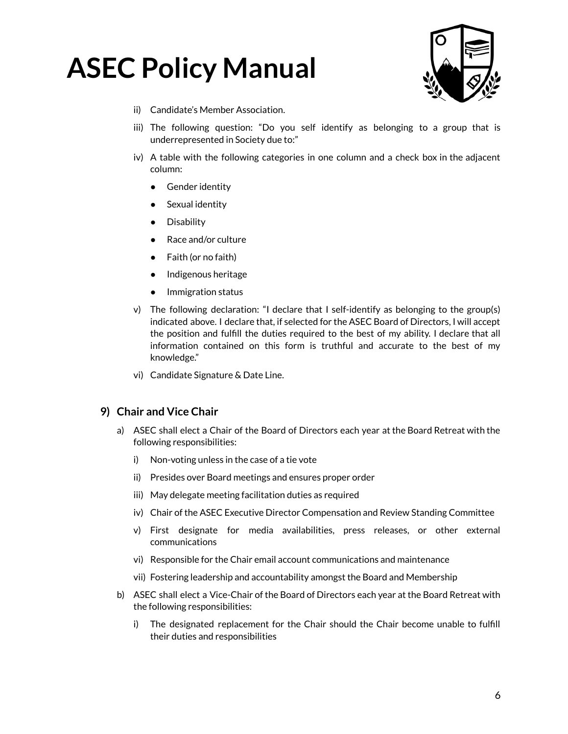ii) Candidate's Member Association.

iii) The following question: "Do you self identify as belonging to a group that is underrepresented in Society due to:"

iv) A table with the following categories in one column and a check box in the adjacent column:

- Gender identity
- Sexual identity
- Disability
- Race and/or culture
- Faith (or no faith)
- Indigenous heritage
- Immigration status

v) The following declaration: "I declare that I self-identify as belonging to the group(s) indicated above. I declare that, if selected for the ASEC Board of Directors, I will accept the position and fulfill the duties required to the best of my ability. I declare that all information contained on this form is truthful and accurate to the best of my knowledge."

vi) Candidate Signature & Date Line.

## 9) Chair and Vice Chair

a) ASEC shall elect a Chair of the Board of Directors each year at the Board Retreat with the following responsibilities:

i) Non-voting unless in the case of a tie vote

ii) Presides over Board meetings and ensures proper order

iii) May delegate meeting facilitation duties as required

iv) Chair of the ASEC Executive Director Compensation and Review Standing Committee

v) First designate for media availabilities, press releases, or other external communications

vi) Responsible for the Chair email account communications and maintenance

vii) Fostering leadership and accountability amongst the Board and Membership

b) ASEC shall elect a Vice-Chair of the Board of Directors each year at the Board Retreat with the following responsibilities:

i) The designated replacement for the Chair should the Chair become unable to fulfill their duties and responsibilities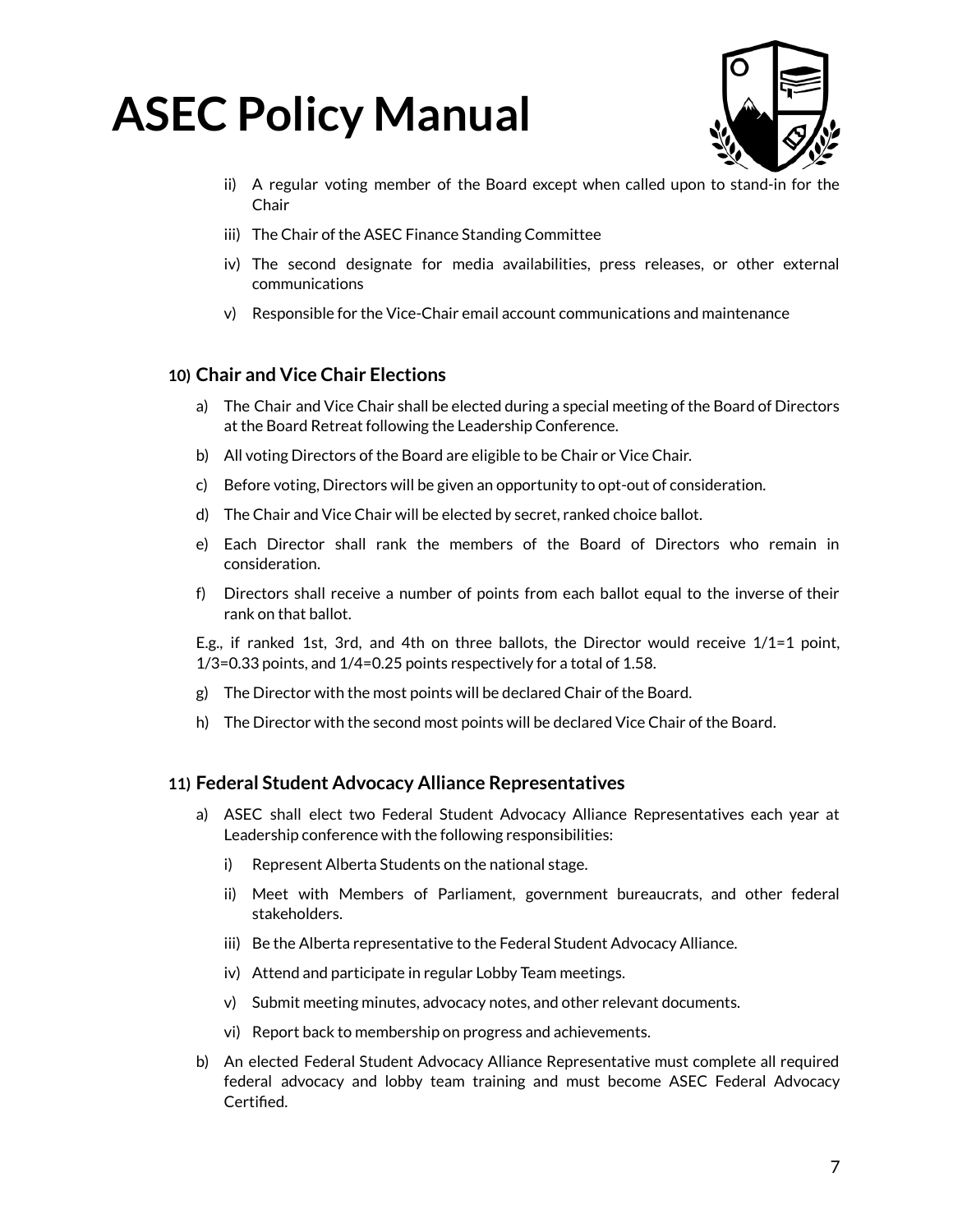ii) A regular voting member of the Board except when called upon to stand-in for the Chair

iii) The Chair of the ASEC Finance Standing Committee

iv) The second designate for media availabilities, press releases, or other external communications

v) Responsible for the Vice-Chair email account communications and maintenance

## 10) Chair and Vice Chair Elections

a) The Chair and Vice Chair shall be elected during a special meeting of the Board of Directors at the Board Retreat following the Leadership Conference.

b) All voting Directors of the Board are eligible to be Chair or Vice Chair.

c) Before voting, Directors will be given an opportunity to opt-out of consideration.

d) The Chair and Vice Chair will be elected by secret, ranked choice ballot.

e) Each Director shall rank the members of the Board of Directors who remain in consideration.

f) Directors shall receive a number of points from each ballot equal to the inverse of their rank on that ballot.

E.g., if ranked 1st, 3rd, and 4th on three ballots, the Director would receive 1/1=1 point, 1/3=0.33 points, and 1/4=0.25 points respectively for a total of 1.58.

g) The Director with the most points will be declared Chair of the Board.

h) The Director with the second most points will be declared Vice Chair of the Board.

## 11) Federal Student Advocacy Alliance Representatives

a) ASEC shall elect two Federal Student Advocacy Alliance Representatives each year at Leadership conference with the following responsibilities:

i) Represent Alberta Students on the national stage.

ii) Meet with Members of Parliament, government bureaucrats, and other federal stakeholders.

iii) Be the Alberta representative to the Federal Student Advocacy Alliance.

iv) Attend and participate in regular Lobby Team meetings.

v) Submit meeting minutes, advocacy notes, and other relevant documents.

vi) Report back to membership on progress and achievements.

b) An elected Federal Student Advocacy Alliance Representative must complete all required federal advocacy and lobby team training and must become ASEC Federal Advocacy Certified.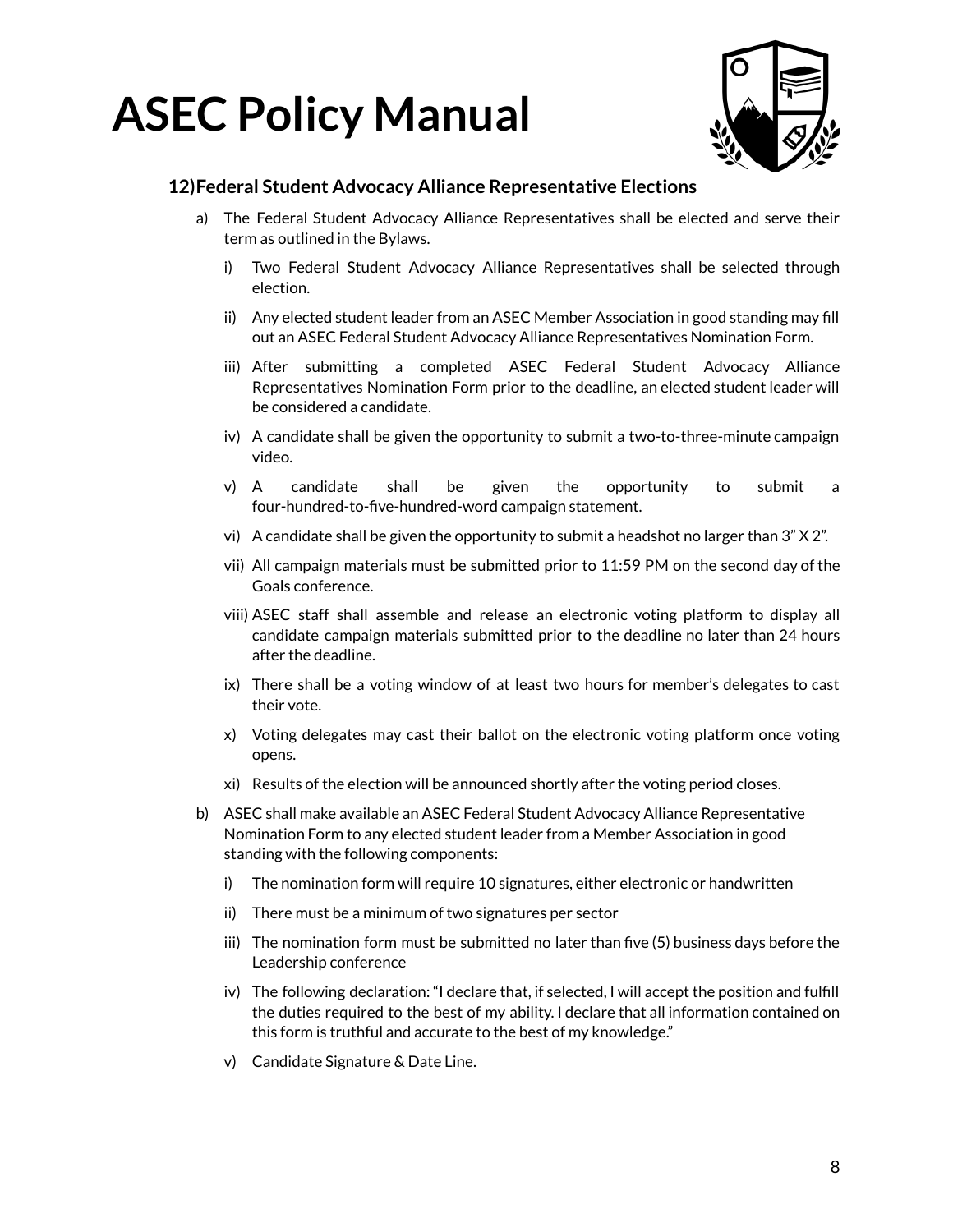## 12) Federal Student Advocacy Alliance Representative Elections

a) The Federal Student Advocacy Alliance Representatives shall be elected and serve their term as outlined in the Bylaws.

   i) Two Federal Student Advocacy Alliance Representatives shall be selected through election.

   ii) Any elected student leader from an ASEC Member Association in good standing may fill out an ASEC Federal Student Advocacy Alliance Representatives Nomination Form.

   iii) After submitting a completed ASEC Federal Student Advocacy Alliance Representatives Nomination Form prior to the deadline, an elected student leader will be considered a candidate.

   iv) A candidate shall be given the opportunity to submit a two-to-three-minute campaign video.

   v) A candidate shall be given the opportunity to submit a four-hundred-to-five-hundred-word campaign statement.

   vi) A candidate shall be given the opportunity to submit a headshot no larger than 3" X 2".

   vii) All campaign materials must be submitted prior to 11:59 PM on the second day of the Goals conference.

   viii) ASEC staff shall assemble and release an electronic voting platform to display all candidate campaign materials submitted prior to the deadline no later than 24 hours after the deadline.

   ix) There shall be a voting window of at least two hours for member's delegates to cast their vote.

   x) Voting delegates may cast their ballot on the electronic voting platform once voting opens.

   xi) Results of the election will be announced shortly after the voting period closes.

b) ASEC shall make available an ASEC Federal Student Advocacy Alliance Representative Nomination Form to any elected student leader from a Member Association in good standing with the following components:

   i) The nomination form will require 10 signatures, either electronic or handwritten

   ii) There must be a minimum of two signatures per sector

   iii) The nomination form must be submitted no later than five (5) business days before the Leadership conference

   iv) The following declaration: "I declare that, if selected, I will accept the position and fulfill the duties required to the best of my ability. I declare that all information contained on this form is truthful and accurate to the best of my knowledge."

   v) Candidate Signature & Date Line.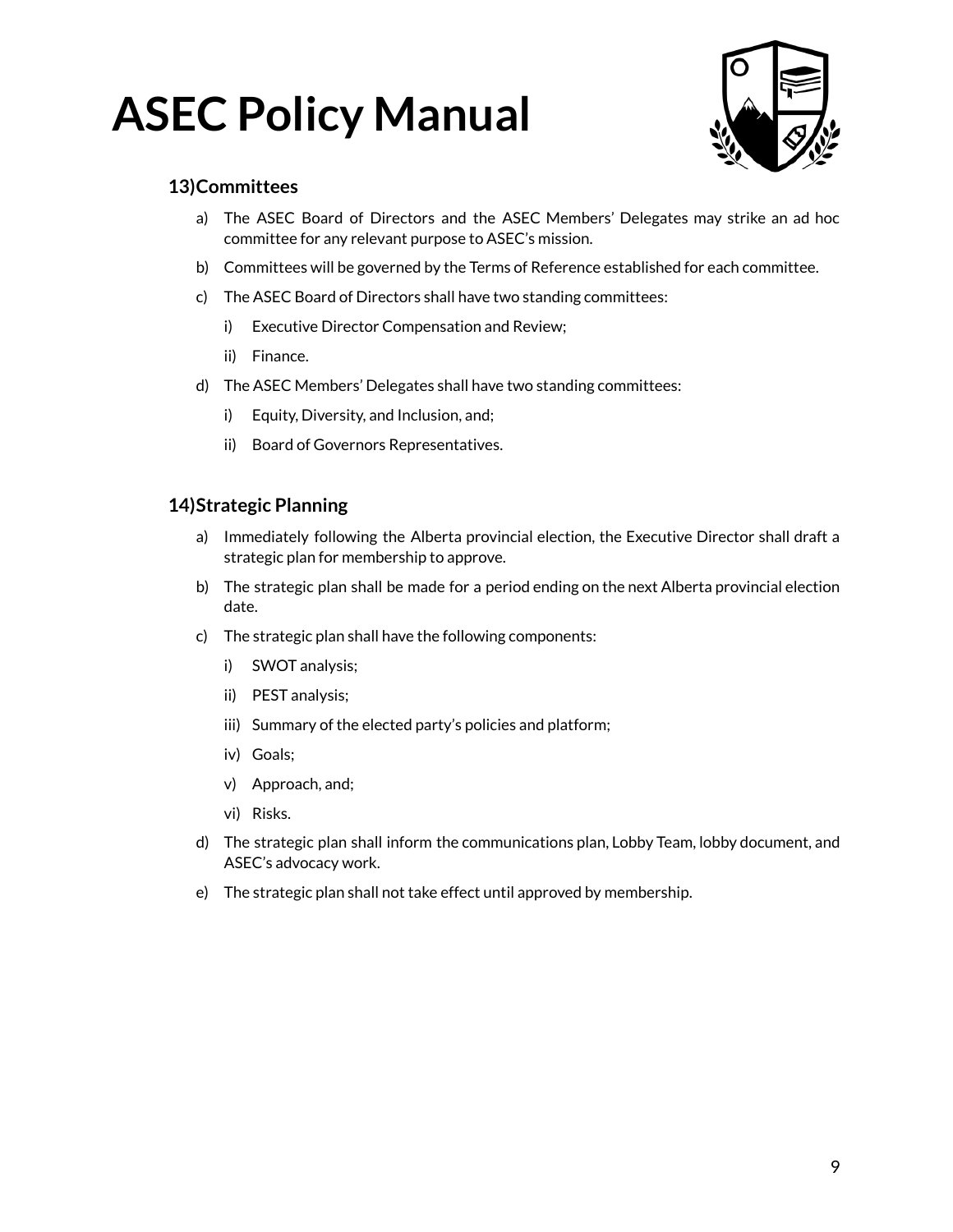## 13) Committees

a) The ASEC Board of Directors and the ASEC Members' Delegates may strike an ad hoc committee for any relevant purpose to ASEC's mission.

b) Committees will be governed by the Terms of Reference established for each committee.

c) The ASEC Board of Directors shall have two standing committees:

   i) Executive Director Compensation and Review;

   ii) Finance.

d) The ASEC Members' Delegates shall have two standing committees:

   i) Equity, Diversity, and Inclusion, and;

   ii) Board of Governors Representatives.

## 14) Strategic Planning

a) Immediately following the Alberta provincial election, the Executive Director shall draft a strategic plan for membership to approve.

b) The strategic plan shall be made for a period ending on the next Alberta provincial election date.

c) The strategic plan shall have the following components:

   i) SWOT analysis;

   ii) PEST analysis;

   iii) Summary of the elected party's policies and platform;

   iv) Goals;

   v) Approach, and;

   vi) Risks.

d) The strategic plan shall inform the communications plan, Lobby Team, lobby document, and ASEC's advocacy work.

e) The strategic plan shall not take effect until approved by membership.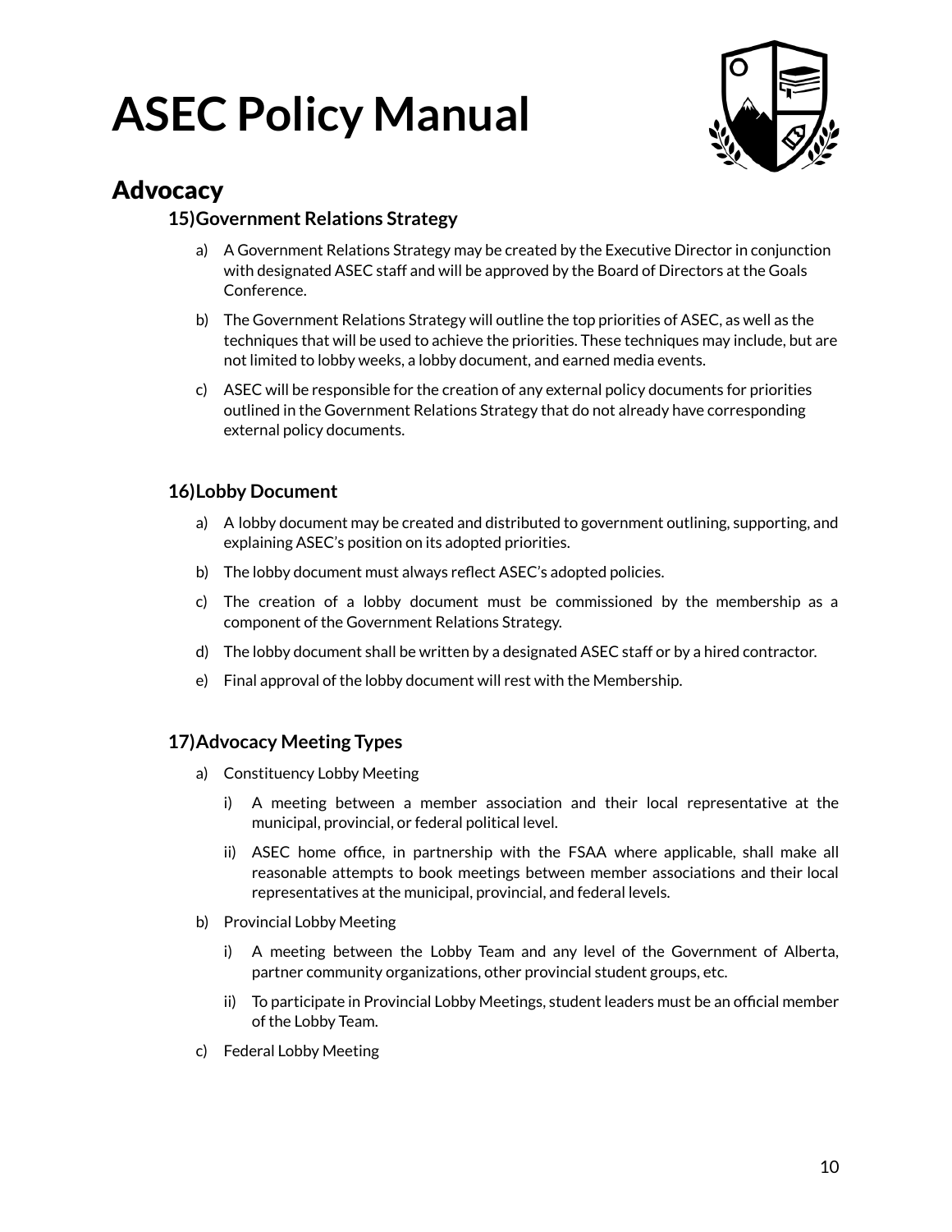# ASEC Policy Manual

## Advocacy

### 15) Government Relations Strategy

a) A Government Relations Strategy may be created by the Executive Director in conjunction with designated ASEC staff and will be approved by the Board of Directors at the Goals Conference.

b) The Government Relations Strategy will outline the top priorities of ASEC, as well as the techniques that will be used to achieve the priorities. These techniques may include, but are not limited to lobby weeks, a lobby document, and earned media events.

c) ASEC will be responsible for the creation of any external policy documents for priorities outlined in the Government Relations Strategy that do not already have corresponding external policy documents.

### 16) Lobby Document

a) A lobby document may be created and distributed to government outlining, supporting, and explaining ASEC's position on its adopted priorities.

b) The lobby document must always reflect ASEC's adopted policies.

c) The creation of a lobby document must be commissioned by the membership as a component of the Government Relations Strategy.

d) The lobby document shall be written by a designated ASEC staff or by a hired contractor.

e) Final approval of the lobby document will rest with the Membership.

### 17) Advocacy Meeting Types

a) Constituency Lobby Meeting

   i) A meeting between a member association and their local representative at the municipal, provincial, or federal political level.

   ii) ASEC home office, in partnership with the FSAA where applicable, shall make all reasonable attempts to book meetings between member associations and their local representatives at the municipal, provincial, and federal levels.

b) Provincial Lobby Meeting

   i) A meeting between the Lobby Team and any level of the Government of Alberta, partner community organizations, other provincial student groups, etc.

   ii) To participate in Provincial Lobby Meetings, student leaders must be an official member of the Lobby Team.

c) Federal Lobby Meeting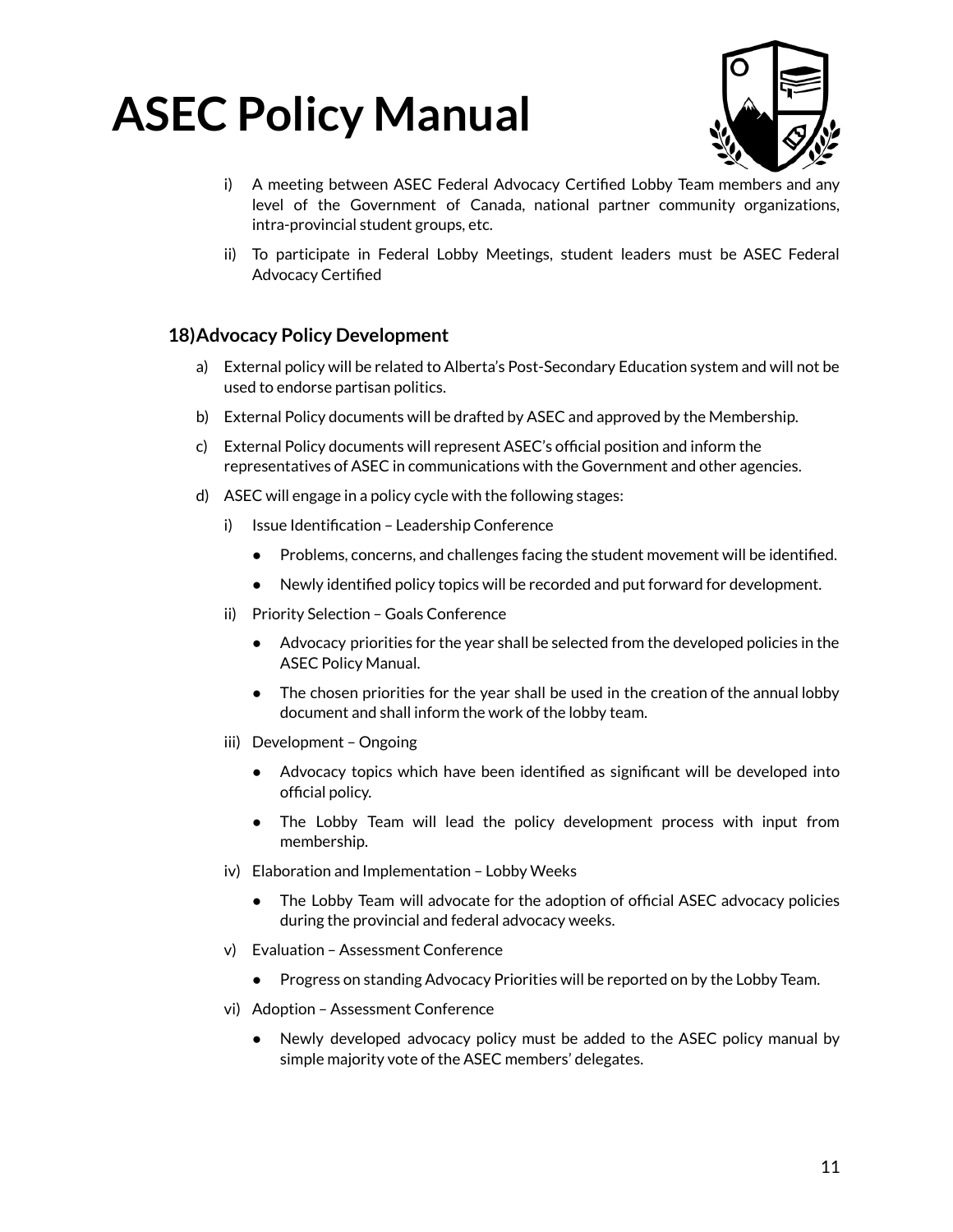i) A meeting between ASEC Federal Advocacy Certified Lobby Team members and any level of the Government of Canada, national partner community organizations, intra-provincial student groups, etc.

ii) To participate in Federal Lobby Meetings, student leaders must be ASEC Federal Advocacy Certified

## 18) Advocacy Policy Development

a) External policy will be related to Alberta's Post-Secondary Education system and will not be used to endorse partisan politics.

b) External Policy documents will be drafted by ASEC and approved by the Membership.

c) External Policy documents will represent ASEC's official position and inform the representatives of ASEC in communications with the Government and other agencies.

d) ASEC will engage in a policy cycle with the following stages:

   i) Issue Identification – Leadership Conference

      - Problems, concerns, and challenges facing the student movement will be identified.
      - Newly identified policy topics will be recorded and put forward for development.

   ii) Priority Selection – Goals Conference

      - Advocacy priorities for the year shall be selected from the developed policies in the ASEC Policy Manual.
      - The chosen priorities for the year shall be used in the creation of the annual lobby document and shall inform the work of the lobby team.

   iii) Development – Ongoing

      - Advocacy topics which have been identified as significant will be developed into official policy.
      - The Lobby Team will lead the policy development process with input from membership.

   iv) Elaboration and Implementation – Lobby Weeks

      - The Lobby Team will advocate for the adoption of official ASEC advocacy policies during the provincial and federal advocacy weeks.

   v) Evaluation – Assessment Conference

      - Progress on standing Advocacy Priorities will be reported on by the Lobby Team.

   vi) Adoption – Assessment Conference

      - Newly developed advocacy policy must be added to the ASEC policy manual by simple majority vote of the ASEC members' delegates.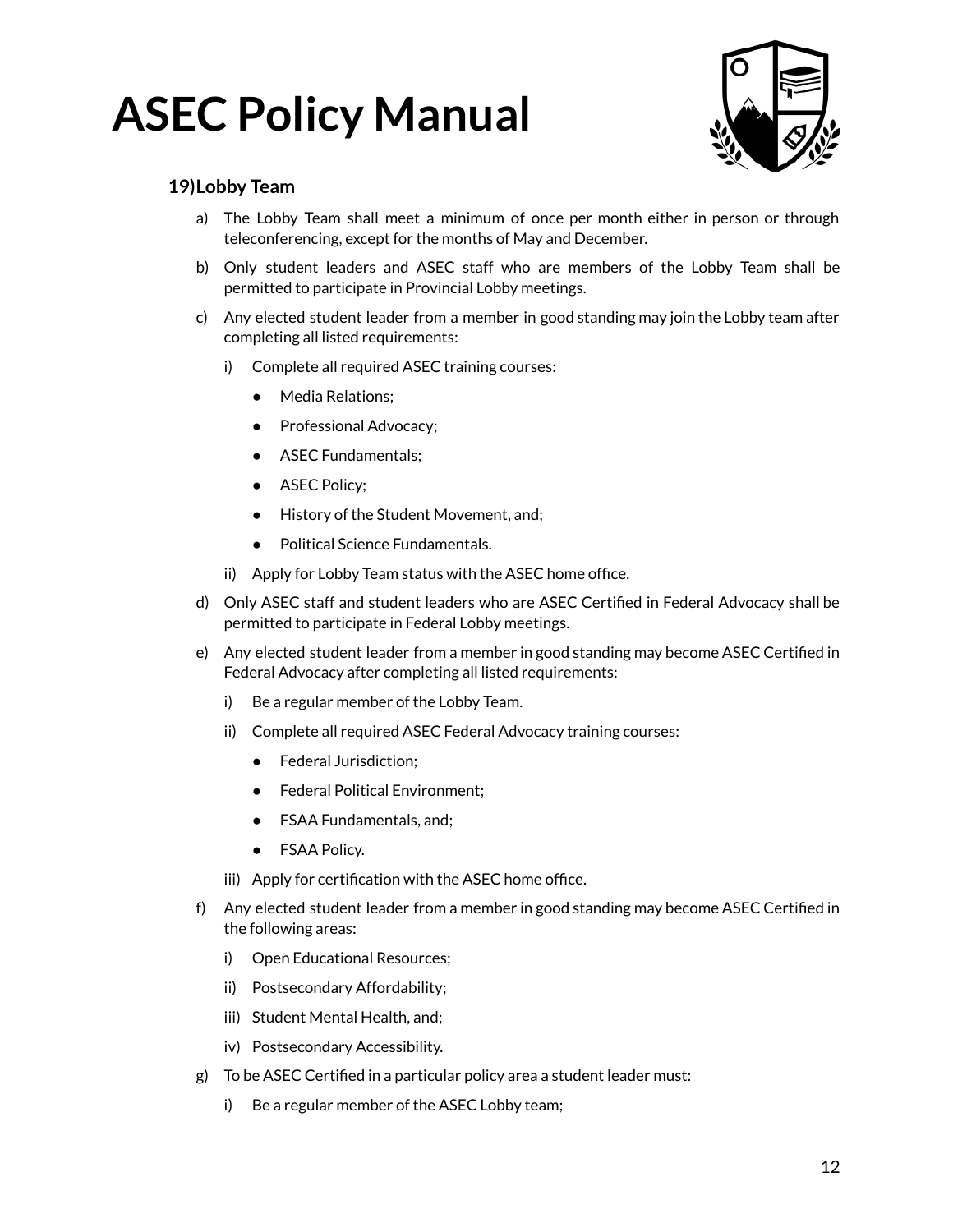# ASEC Policy Manual

### 19) Lobby Team

a) The Lobby Team shall meet a minimum of once per month either in person or through teleconferencing, except for the months of May and December.

b) Only student leaders and ASEC staff who are members of the Lobby Team shall be permitted to participate in Provincial Lobby meetings.

c) Any elected student leader from a member in good standing may join the Lobby team after completing all listed requirements:

   i) Complete all required ASEC training courses:

      - Media Relations;
      - Professional Advocacy;
      - ASEC Fundamentals;
      - ASEC Policy;
      - History of the Student Movement, and;
      - Political Science Fundamentals.

   ii) Apply for Lobby Team status with the ASEC home office.

d) Only ASEC staff and student leaders who are ASEC Certified in Federal Advocacy shall be permitted to participate in Federal Lobby meetings.

e) Any elected student leader from a member in good standing may become ASEC Certified in Federal Advocacy after completing all listed requirements:

   i) Be a regular member of the Lobby Team.

   ii) Complete all required ASEC Federal Advocacy training courses:

      - Federal Jurisdiction;
      - Federal Political Environment;
      - FSAA Fundamentals, and;
      - FSAA Policy.

   iii) Apply for certification with the ASEC home office.

f) Any elected student leader from a member in good standing may become ASEC Certified in the following areas:

   i) Open Educational Resources;

   ii) Postsecondary Affordability;

   iii) Student Mental Health, and;

   iv) Postsecondary Accessibility.

g) To be ASEC Certified in a particular policy area a student leader must:

   i) Be a regular member of the ASEC Lobby team;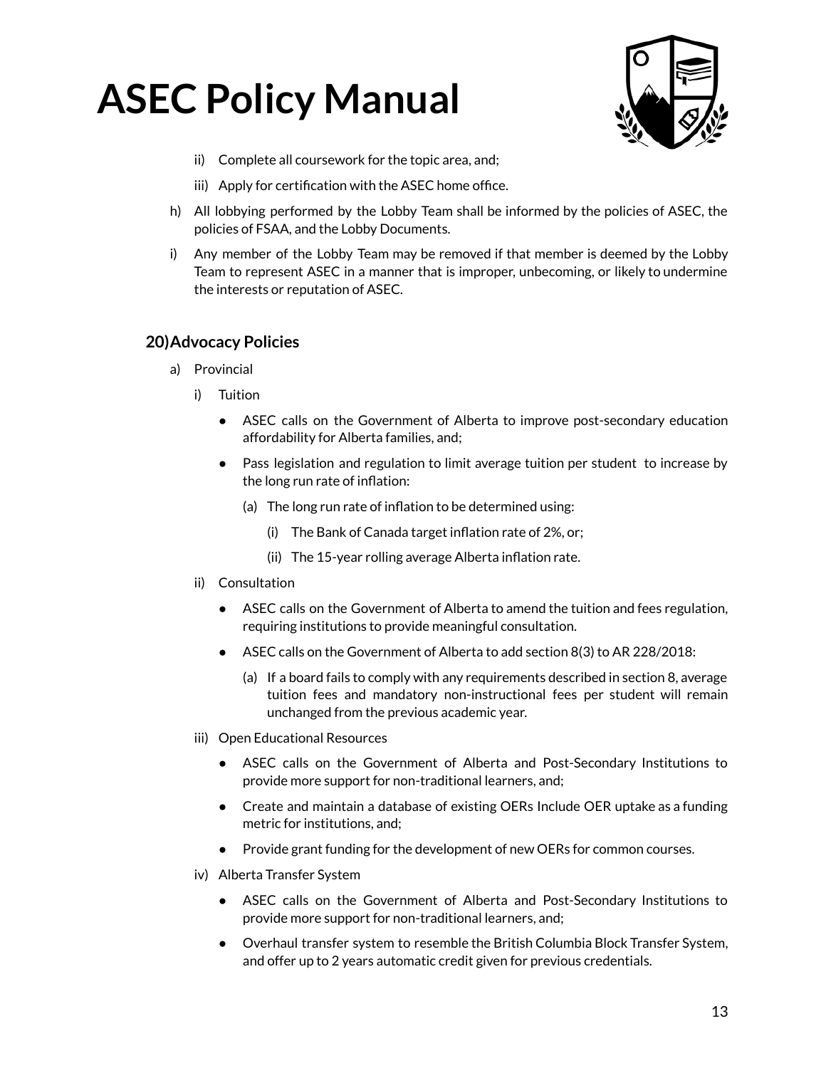ii) Complete all coursework for the topic area, and;

iii) Apply for certification with the ASEC home office.

h) All lobbying performed by the Lobby Team shall be informed by the policies of ASEC, the policies of FSAA, and the Lobby Documents.

i) Any member of the Lobby Team may be removed if that member is deemed by the Lobby Team to represent ASEC in a manner that is improper, unbecoming, or likely to undermine the interests or reputation of ASEC.

## 20) Advocacy Policies

a) Provincial

i) Tuition

- ASEC calls on the Government of Alberta to improve post-secondary education affordability for Alberta families, and;
- Pass legislation and regulation to limit average tuition per student to increase by the long run rate of inflation:
  - (a) The long run rate of inflation to be determined using:
    - (i) The Bank of Canada target inflation rate of 2%, or;
    - (ii) The 15-year rolling average Alberta inflation rate.

ii) Consultation

- ASEC calls on the Government of Alberta to amend the tuition and fees regulation, requiring institutions to provide meaningful consultation.
- ASEC calls on the Government of Alberta to add section 8(3) to AR 228/2018:
  - (a) If a board fails to comply with any requirements described in section 8, average tuition fees and mandatory non-instructional fees per student will remain unchanged from the previous academic year.

iii) Open Educational Resources

- ASEC calls on the Government of Alberta and Post-Secondary Institutions to provide more support for non-traditional learners, and;
- Create and maintain a database of existing OERs Include OER uptake as a funding metric for institutions, and;
- Provide grant funding for the development of new OERs for common courses.

iv) Alberta Transfer System

- ASEC calls on the Government of Alberta and Post-Secondary Institutions to provide more support for non-traditional learners, and;
- Overhaul transfer system to resemble the British Columbia Block Transfer System, and offer up to 2 years automatic credit given for previous credentials.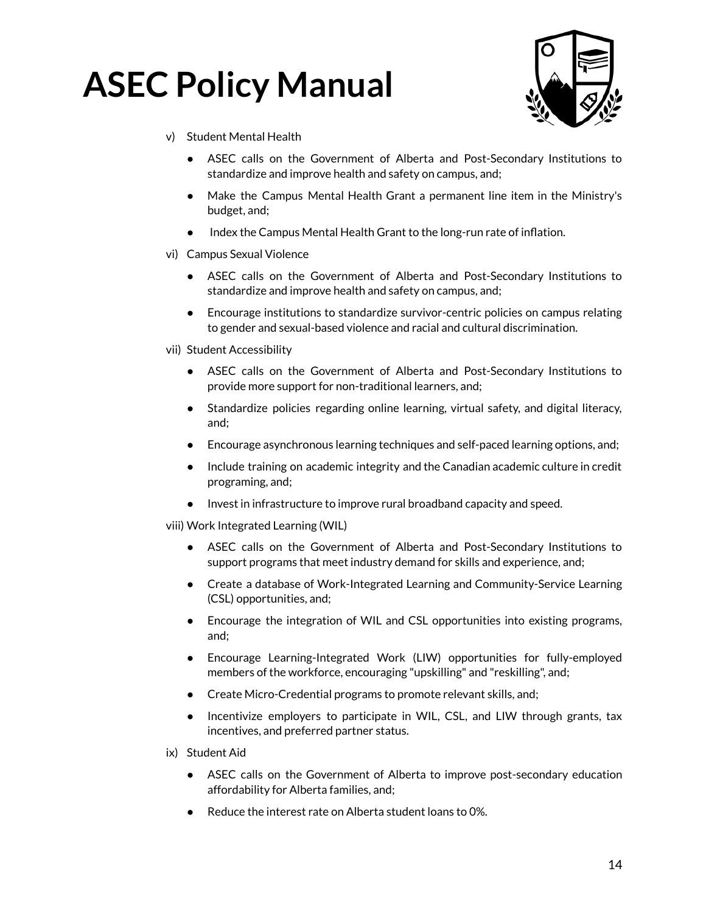v) Student Mental Health

- ASEC calls on the Government of Alberta and Post-Secondary Institutions to standardize and improve health and safety on campus, and;
- Make the Campus Mental Health Grant a permanent line item in the Ministry's budget, and;
- Index the Campus Mental Health Grant to the long-run rate of inflation.

vi) Campus Sexual Violence

- ASEC calls on the Government of Alberta and Post-Secondary Institutions to standardize and improve health and safety on campus, and;
- Encourage institutions to standardize survivor-centric policies on campus relating to gender and sexual-based violence and racial and cultural discrimination.

vii) Student Accessibility

- ASEC calls on the Government of Alberta and Post-Secondary Institutions to provide more support for non-traditional learners, and;
- Standardize policies regarding online learning, virtual safety, and digital literacy, and;
- Encourage asynchronous learning techniques and self-paced learning options, and;
- Include training on academic integrity and the Canadian academic culture in credit programing, and;
- Invest in infrastructure to improve rural broadband capacity and speed.

viii) Work Integrated Learning (WIL)

- ASEC calls on the Government of Alberta and Post-Secondary Institutions to support programs that meet industry demand for skills and experience, and;
- Create a database of Work-Integrated Learning and Community-Service Learning (CSL) opportunities, and;
- Encourage the integration of WIL and CSL opportunities into existing programs, and;
- Encourage Learning-Integrated Work (LIW) opportunities for fully-employed members of the workforce, encouraging "upskilling" and "reskilling", and;
- Create Micro-Credential programs to promote relevant skills, and;
- Incentivize employers to participate in WIL, CSL, and LIW through grants, tax incentives, and preferred partner status.

ix) Student Aid

- ASEC calls on the Government of Alberta to improve post-secondary education affordability for Alberta families, and;
- Reduce the interest rate on Alberta student loans to 0%.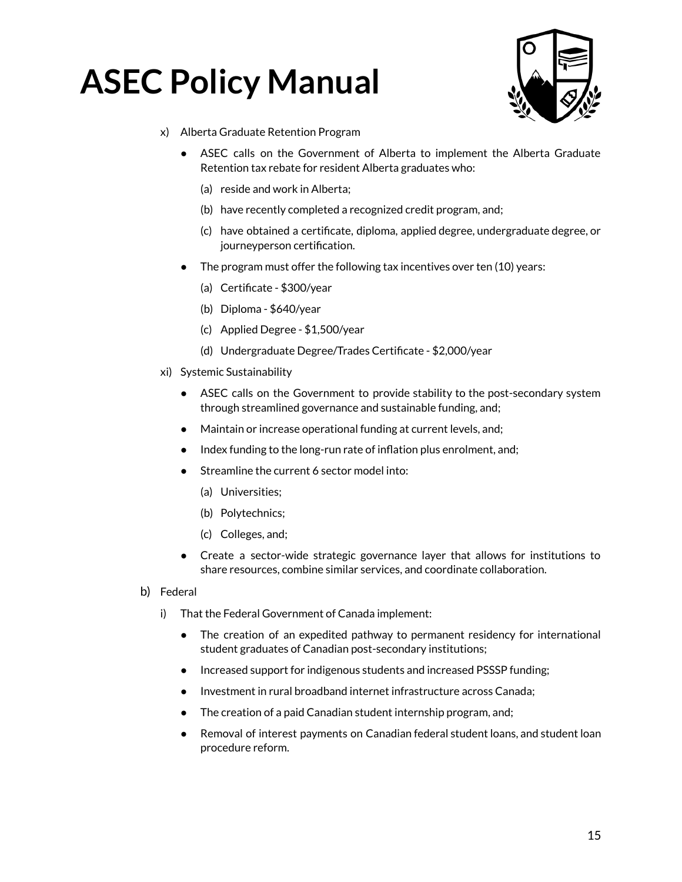x) Alberta Graduate Retention Program

- ASEC calls on the Government of Alberta to implement the Alberta Graduate Retention tax rebate for resident Alberta graduates who:
    - (a) reside and work in Alberta;
    - (b) have recently completed a recognized credit program, and;
    - (c) have obtained a certificate, diploma, applied degree, undergraduate degree, or journeyperson certification.
- The program must offer the following tax incentives over ten (10) years:
    - (a) Certificate - $300/year
    - (b) Diploma - $640/year
    - (c) Applied Degree - $1,500/year
    - (d) Undergraduate Degree/Trades Certificate - $2,000/year

xi) Systemic Sustainability

- ASEC calls on the Government to provide stability to the post-secondary system through streamlined governance and sustainable funding, and;
- Maintain or increase operational funding at current levels, and;
- Index funding to the long-run rate of inflation plus enrolment, and;
- Streamline the current 6 sector model into:
    - (a) Universities;
    - (b) Polytechnics;
    - (c) Colleges, and;
- Create a sector-wide strategic governance layer that allows for institutions to share resources, combine similar services, and coordinate collaboration.

b) Federal

i) That the Federal Government of Canada implement:

- The creation of an expedited pathway to permanent residency for international student graduates of Canadian post-secondary institutions;
- Increased support for indigenous students and increased PSSSP funding;
- Investment in rural broadband internet infrastructure across Canada;
- The creation of a paid Canadian student internship program, and;
- Removal of interest payments on Canadian federal student loans, and student loan procedure reform.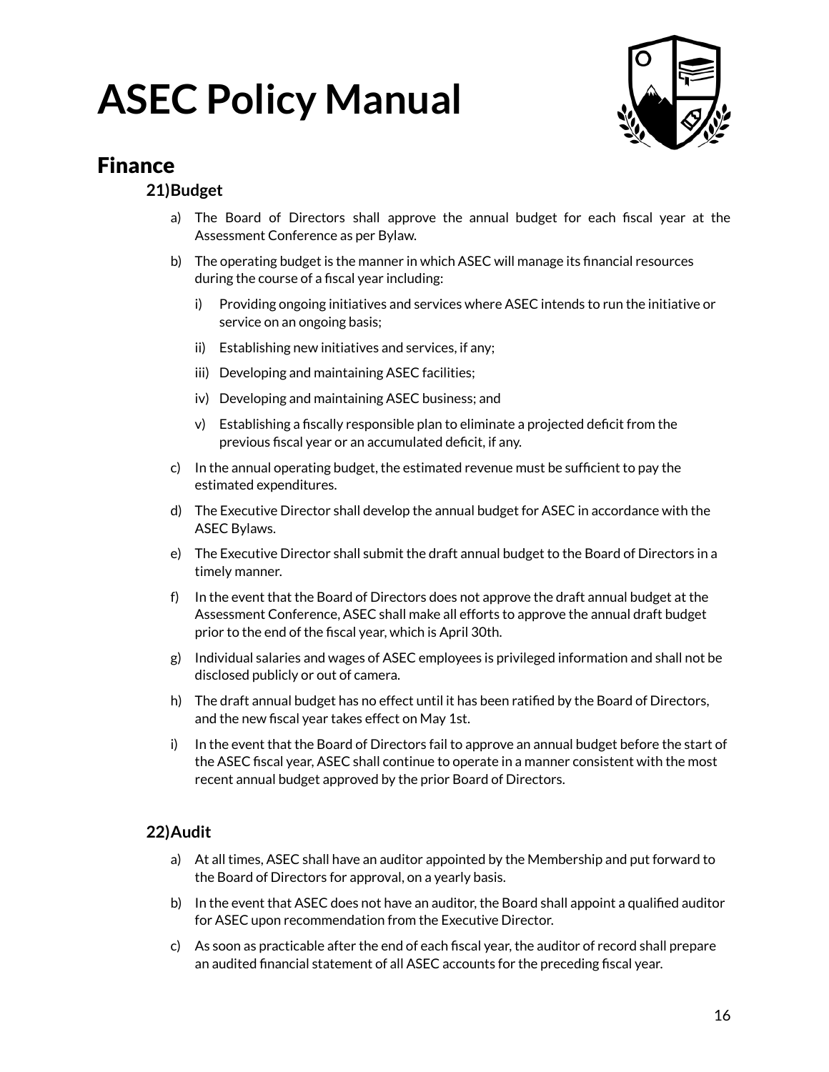# ASEC Policy Manual

## Finance

### 21) Budget

a) The Board of Directors shall approve the annual budget for each fiscal year at the Assessment Conference as per Bylaw.

b) The operating budget is the manner in which ASEC will manage its financial resources during the course of a fiscal year including:

   i) Providing ongoing initiatives and services where ASEC intends to run the initiative or service on an ongoing basis;

   ii) Establishing new initiatives and services, if any;

   iii) Developing and maintaining ASEC facilities;

   iv) Developing and maintaining ASEC business; and

   v) Establishing a fiscally responsible plan to eliminate a projected deficit from the previous fiscal year or an accumulated deficit, if any.

c) In the annual operating budget, the estimated revenue must be sufficient to pay the estimated expenditures.

d) The Executive Director shall develop the annual budget for ASEC in accordance with the ASEC Bylaws.

e) The Executive Director shall submit the draft annual budget to the Board of Directors in a timely manner.

f) In the event that the Board of Directors does not approve the draft annual budget at the Assessment Conference, ASEC shall make all efforts to approve the annual draft budget prior to the end of the fiscal year, which is April 30th.

g) Individual salaries and wages of ASEC employees is privileged information and shall not be disclosed publicly or out of camera.

h) The draft annual budget has no effect until it has been ratified by the Board of Directors, and the new fiscal year takes effect on May 1st.

i) In the event that the Board of Directors fail to approve an annual budget before the start of the ASEC fiscal year, ASEC shall continue to operate in a manner consistent with the most recent annual budget approved by the prior Board of Directors.

### 22) Audit

a) At all times, ASEC shall have an auditor appointed by the Membership and put forward to the Board of Directors for approval, on a yearly basis.

b) In the event that ASEC does not have an auditor, the Board shall appoint a qualified auditor for ASEC upon recommendation from the Executive Director.

c) As soon as practicable after the end of each fiscal year, the auditor of record shall prepare an audited financial statement of all ASEC accounts for the preceding fiscal year.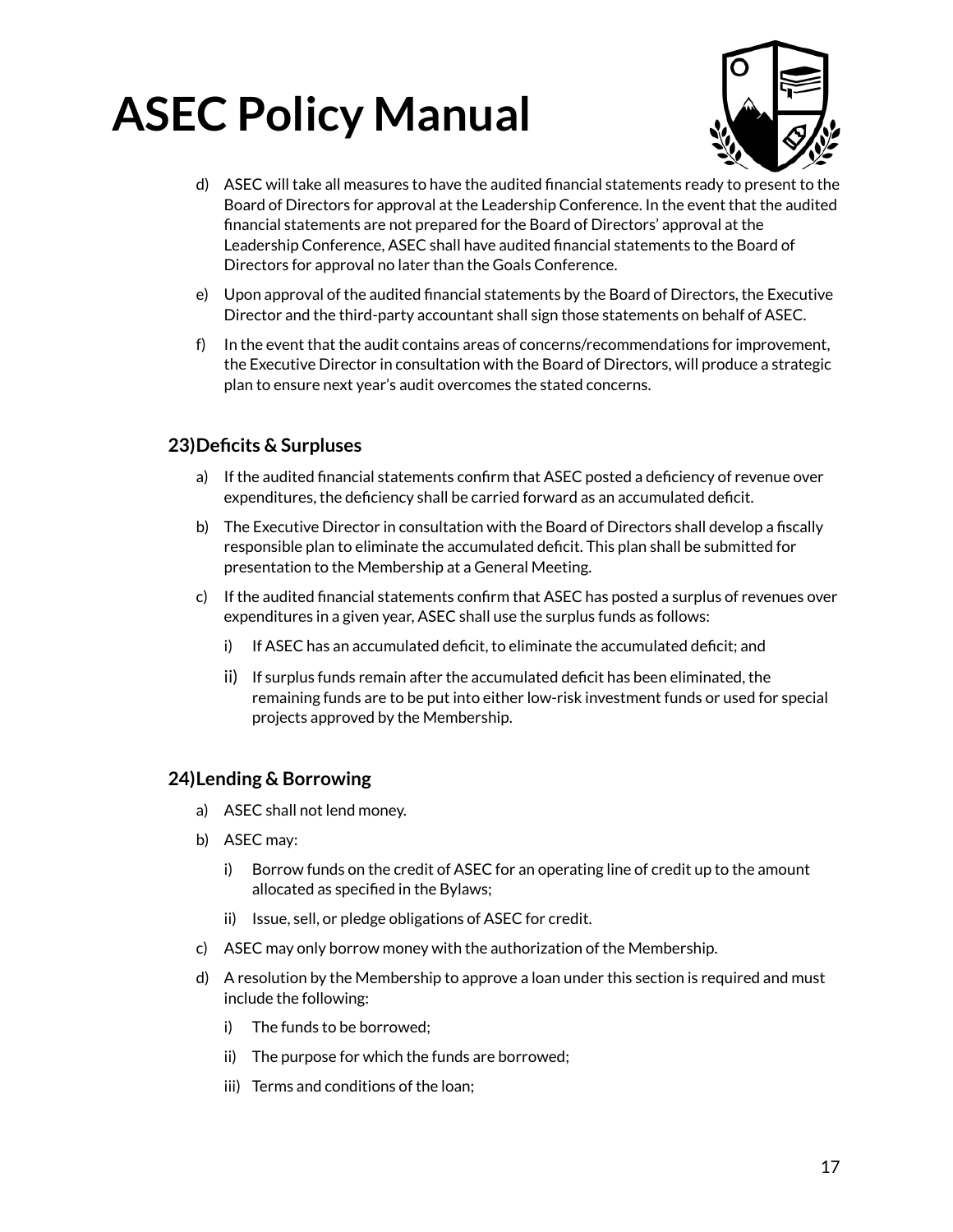d) ASEC will take all measures to have the audited financial statements ready to present to the Board of Directors for approval at the Leadership Conference. In the event that the audited financial statements are not prepared for the Board of Directors' approval at the Leadership Conference, ASEC shall have audited financial statements to the Board of Directors for approval no later than the Goals Conference.

e) Upon approval of the audited financial statements by the Board of Directors, the Executive Director and the third-party accountant shall sign those statements on behalf of ASEC.

f) In the event that the audit contains areas of concerns/recommendations for improvement, the Executive Director in consultation with the Board of Directors, will produce a strategic plan to ensure next year's audit overcomes the stated concerns.

### 23) Deficits & Surpluses

a) If the audited financial statements confirm that ASEC posted a deficiency of revenue over expenditures, the deficiency shall be carried forward as an accumulated deficit.

b) The Executive Director in consultation with the Board of Directors shall develop a fiscally responsible plan to eliminate the accumulated deficit. This plan shall be submitted for presentation to the Membership at a General Meeting.

c) If the audited financial statements confirm that ASEC has posted a surplus of revenues over expenditures in a given year, ASEC shall use the surplus funds as follows:

   i) If ASEC has an accumulated deficit, to eliminate the accumulated deficit; and

   ii) If surplus funds remain after the accumulated deficit has been eliminated, the remaining funds are to be put into either low-risk investment funds or used for special projects approved by the Membership.

### 24) Lending & Borrowing

a) ASEC shall not lend money.

b) ASEC may:

   i) Borrow funds on the credit of ASEC for an operating line of credit up to the amount allocated as specified in the Bylaws;

   ii) Issue, sell, or pledge obligations of ASEC for credit.

c) ASEC may only borrow money with the authorization of the Membership.

d) A resolution by the Membership to approve a loan under this section is required and must include the following:

   i) The funds to be borrowed;

   ii) The purpose for which the funds are borrowed;

   iii) Terms and conditions of the loan;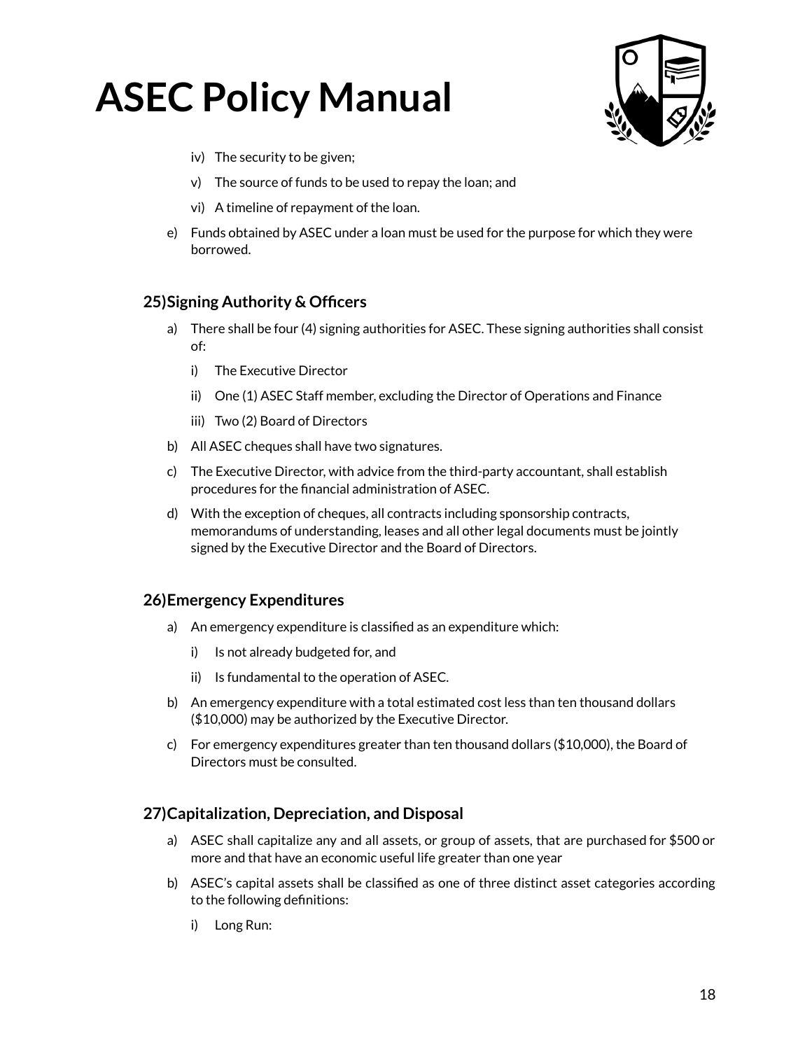iv) The security to be given;

v) The source of funds to be used to repay the loan; and

vi) A timeline of repayment of the loan.

e) Funds obtained by ASEC under a loan must be used for the purpose for which they were borrowed.

## 25) Signing Authority & Officers

a) There shall be four (4) signing authorities for ASEC. These signing authorities shall consist of:

i) The Executive Director

ii) One (1) ASEC Staff member, excluding the Director of Operations and Finance

iii) Two (2) Board of Directors

b) All ASEC cheques shall have two signatures.

c) The Executive Director, with advice from the third-party accountant, shall establish procedures for the financial administration of ASEC.

d) With the exception of cheques, all contracts including sponsorship contracts, memorandums of understanding, leases and all other legal documents must be jointly signed by the Executive Director and the Board of Directors.

## 26) Emergency Expenditures

a) An emergency expenditure is classified as an expenditure which:

i) Is not already budgeted for, and

ii) Is fundamental to the operation of ASEC.

b) An emergency expenditure with a total estimated cost less than ten thousand dollars ($10,000) may be authorized by the Executive Director.

c) For emergency expenditures greater than ten thousand dollars ($10,000), the Board of Directors must be consulted.

## 27) Capitalization, Depreciation, and Disposal

a) ASEC shall capitalize any and all assets, or group of assets, that are purchased for $500 or more and that have an economic useful life greater than one year

b) ASEC's capital assets shall be classified as one of three distinct asset categories according to the following definitions:

i) Long Run: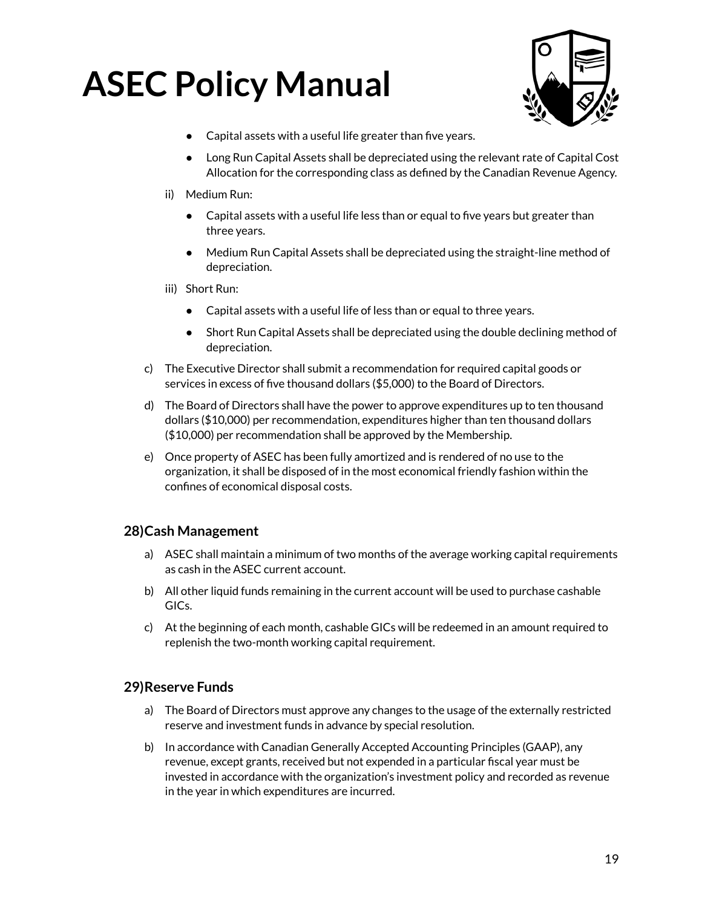- Capital assets with a useful life greater than five years.
- Long Run Capital Assets shall be depreciated using the relevant rate of Capital Cost Allocation for the corresponding class as defined by the Canadian Revenue Agency.

ii) Medium Run:

- Capital assets with a useful life less than or equal to five years but greater than three years.
- Medium Run Capital Assets shall be depreciated using the straight-line method of depreciation.

iii) Short Run:

- Capital assets with a useful life of less than or equal to three years.
- Short Run Capital Assets shall be depreciated using the double declining method of depreciation.

c) The Executive Director shall submit a recommendation for required capital goods or services in excess of five thousand dollars ($5,000) to the Board of Directors.

d) The Board of Directors shall have the power to approve expenditures up to ten thousand dollars ($10,000) per recommendation, expenditures higher than ten thousand dollars ($10,000) per recommendation shall be approved by the Membership.

e) Once property of ASEC has been fully amortized and is rendered of no use to the organization, it shall be disposed of in the most economical friendly fashion within the confines of economical disposal costs.

### 28) Cash Management

a) ASEC shall maintain a minimum of two months of the average working capital requirements as cash in the ASEC current account.

b) All other liquid funds remaining in the current account will be used to purchase cashable GICs.

c) At the beginning of each month, cashable GICs will be redeemed in an amount required to replenish the two-month working capital requirement.

### 29) Reserve Funds

a) The Board of Directors must approve any changes to the usage of the externally restricted reserve and investment funds in advance by special resolution.

b) In accordance with Canadian Generally Accepted Accounting Principles (GAAP), any revenue, except grants, received but not expended in a particular fiscal year must be invested in accordance with the organization's investment policy and recorded as revenue in the year in which expenditures are incurred.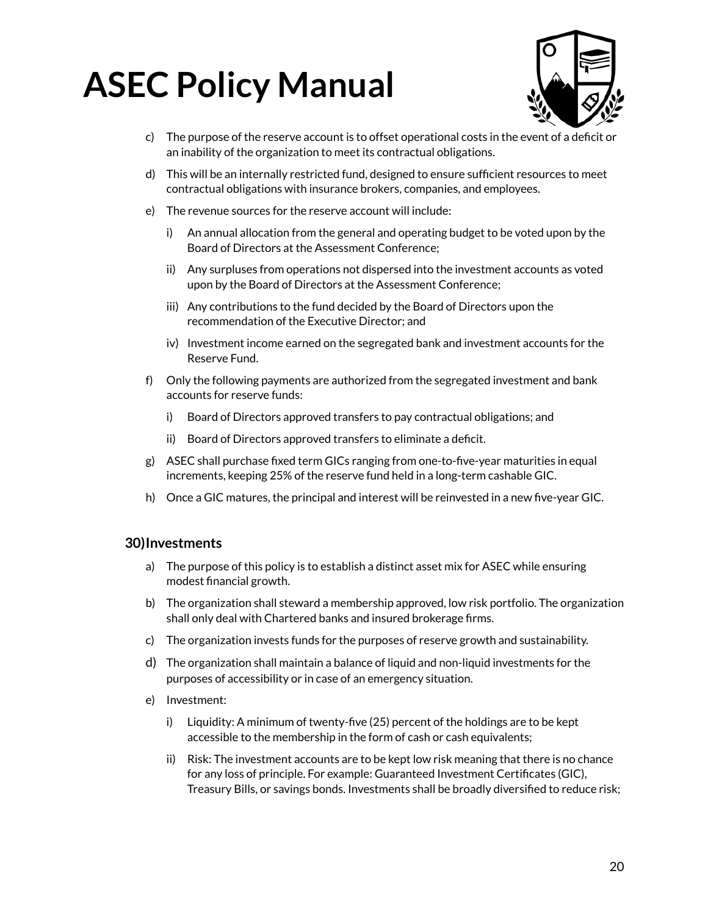c) The purpose of the reserve account is to offset operational costs in the event of a deficit or an inability of the organization to meet its contractual obligations.

d) This will be an internally restricted fund, designed to ensure sufficient resources to meet contractual obligations with insurance brokers, companies, and employees.

e) The revenue sources for the reserve account will include:

   i) An annual allocation from the general and operating budget to be voted upon by the Board of Directors at the Assessment Conference;

   ii) Any surpluses from operations not dispersed into the investment accounts as voted upon by the Board of Directors at the Assessment Conference;

   iii) Any contributions to the fund decided by the Board of Directors upon the recommendation of the Executive Director; and

   iv) Investment income earned on the segregated bank and investment accounts for the Reserve Fund.

f) Only the following payments are authorized from the segregated investment and bank accounts for reserve funds:

   i) Board of Directors approved transfers to pay contractual obligations; and

   ii) Board of Directors approved transfers to eliminate a deficit.

g) ASEC shall purchase fixed term GICs ranging from one-to-five-year maturities in equal increments, keeping 25% of the reserve fund held in a long-term cashable GIC.

h) Once a GIC matures, the principal and interest will be reinvested in a new five-year GIC.

### 30) Investments

a) The purpose of this policy is to establish a distinct asset mix for ASEC while ensuring modest financial growth.

b) The organization shall steward a membership approved, low risk portfolio. The organization shall only deal with Chartered banks and insured brokerage firms.

c) The organization invests funds for the purposes of reserve growth and sustainability.

d) The organization shall maintain a balance of liquid and non-liquid investments for the purposes of accessibility or in case of an emergency situation.

e) Investment:

   i) Liquidity: A minimum of twenty-five (25) percent of the holdings are to be kept accessible to the membership in the form of cash or cash equivalents;

   ii) Risk: The investment accounts are to be kept low risk meaning that there is no chance for any loss of principle. For example: Guaranteed Investment Certificates (GIC), Treasury Bills, or savings bonds. Investments shall be broadly diversified to reduce risk;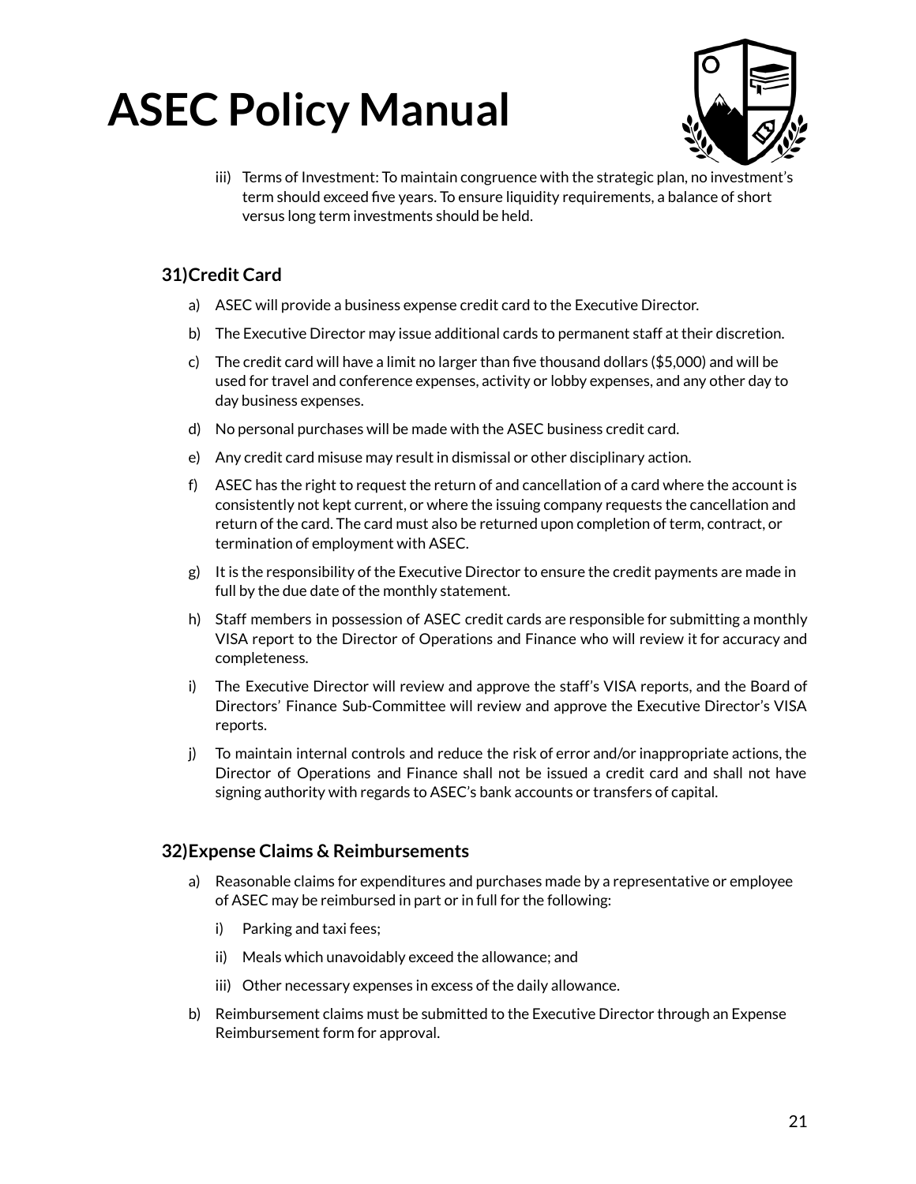iii) Terms of Investment: To maintain congruence with the strategic plan, no investment's term should exceed five years. To ensure liquidity requirements, a balance of short versus long term investments should be held.

### 31) Credit Card

a) ASEC will provide a business expense credit card to the Executive Director.

b) The Executive Director may issue additional cards to permanent staff at their discretion.

c) The credit card will have a limit no larger than five thousand dollars ($5,000) and will be used for travel and conference expenses, activity or lobby expenses, and any other day to day business expenses.

d) No personal purchases will be made with the ASEC business credit card.

e) Any credit card misuse may result in dismissal or other disciplinary action.

f) ASEC has the right to request the return of and cancellation of a card where the account is consistently not kept current, or where the issuing company requests the cancellation and return of the card. The card must also be returned upon completion of term, contract, or termination of employment with ASEC.

g) It is the responsibility of the Executive Director to ensure the credit payments are made in full by the due date of the monthly statement.

h) Staff members in possession of ASEC credit cards are responsible for submitting a monthly VISA report to the Director of Operations and Finance who will review it for accuracy and completeness.

i) The Executive Director will review and approve the staff's VISA reports, and the Board of Directors' Finance Sub-Committee will review and approve the Executive Director's VISA reports.

j) To maintain internal controls and reduce the risk of error and/or inappropriate actions, the Director of Operations and Finance shall not be issued a credit card and shall not have signing authority with regards to ASEC's bank accounts or transfers of capital.

### 32) Expense Claims & Reimbursements

a) Reasonable claims for expenditures and purchases made by a representative or employee of ASEC may be reimbursed in part or in full for the following:

   i) Parking and taxi fees;

   ii) Meals which unavoidably exceed the allowance; and

   iii) Other necessary expenses in excess of the daily allowance.

b) Reimbursement claims must be submitted to the Executive Director through an Expense Reimbursement form for approval.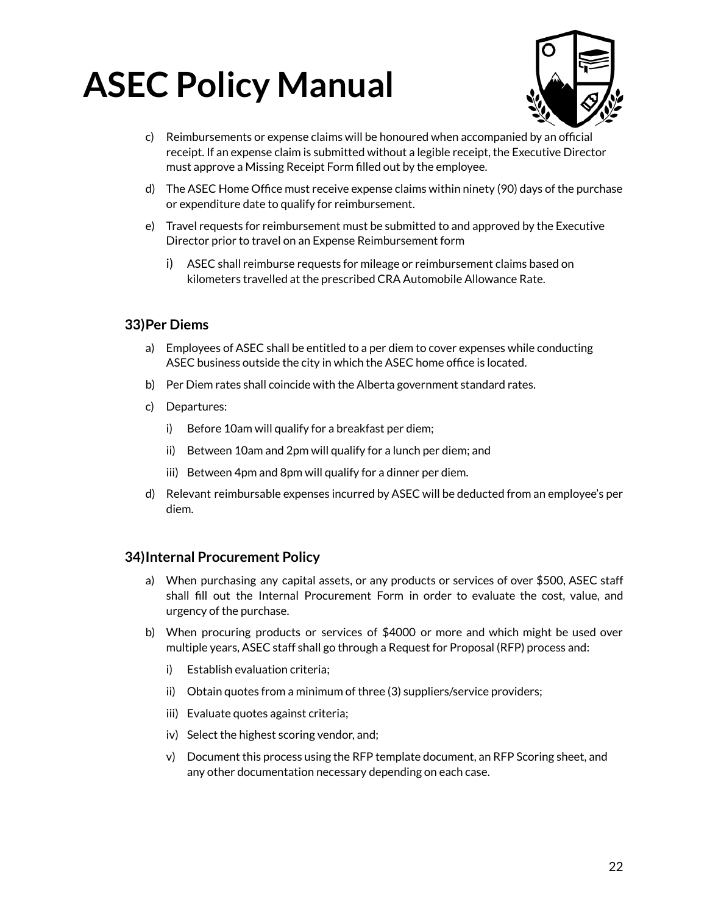c) Reimbursements or expense claims will be honoured when accompanied by an official receipt. If an expense claim is submitted without a legible receipt, the Executive Director must approve a Missing Receipt Form filled out by the employee.

d) The ASEC Home Office must receive expense claims within ninety (90) days of the purchase or expenditure date to qualify for reimbursement.

e) Travel requests for reimbursement must be submitted to and approved by the Executive Director prior to travel on an Expense Reimbursement form

   i) ASEC shall reimburse requests for mileage or reimbursement claims based on kilometers travelled at the prescribed CRA Automobile Allowance Rate.

### 33) Per Diems

a) Employees of ASEC shall be entitled to a per diem to cover expenses while conducting ASEC business outside the city in which the ASEC home office is located.

b) Per Diem rates shall coincide with the Alberta government standard rates.

c) Departures:

   i) Before 10am will qualify for a breakfast per diem;

   ii) Between 10am and 2pm will qualify for a lunch per diem; and

   iii) Between 4pm and 8pm will qualify for a dinner per diem.

d) Relevant reimbursable expenses incurred by ASEC will be deducted from an employee's per diem.

### 34) Internal Procurement Policy

a) When purchasing any capital assets, or any products or services of over $500, ASEC staff shall fill out the Internal Procurement Form in order to evaluate the cost, value, and urgency of the purchase.

b) When procuring products or services of $4000 or more and which might be used over multiple years, ASEC staff shall go through a Request for Proposal (RFP) process and:

   i) Establish evaluation criteria;

   ii) Obtain quotes from a minimum of three (3) suppliers/service providers;

   iii) Evaluate quotes against criteria;

   iv) Select the highest scoring vendor, and;

   v) Document this process using the RFP template document, an RFP Scoring sheet, and any other documentation necessary depending on each case.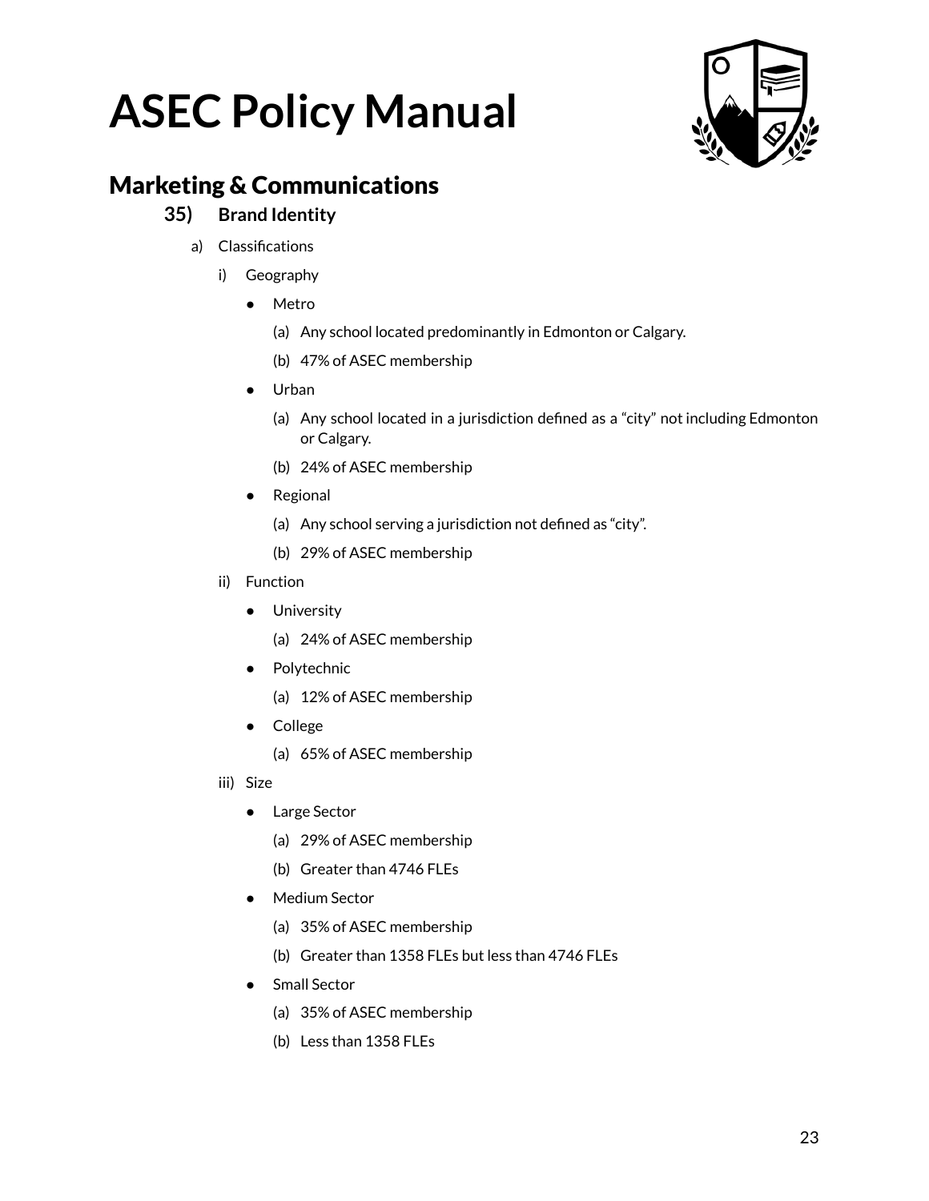# ASEC Policy Manual

## Marketing & Communications

### 35) Brand Identity

a) Classifications

i) Geography

- Metro
  - (a) Any school located predominantly in Edmonton or Calgary.
  - (b) 47% of ASEC membership
- Urban
  - (a) Any school located in a jurisdiction defined as a "city" not including Edmonton or Calgary.
  - (b) 24% of ASEC membership
- Regional
  - (a) Any school serving a jurisdiction not defined as "city".
  - (b) 29% of ASEC membership

ii) Function

- University
  - (a) 24% of ASEC membership
- Polytechnic
  - (a) 12% of ASEC membership
- College
  - (a) 65% of ASEC membership

iii) Size

- Large Sector
  - (a) 29% of ASEC membership
  - (b) Greater than 4746 FLEs
- Medium Sector
  - (a) 35% of ASEC membership
  - (b) Greater than 1358 FLEs but less than 4746 FLEs
- Small Sector
  - (a) 35% of ASEC membership
  - (b) Less than 1358 FLEs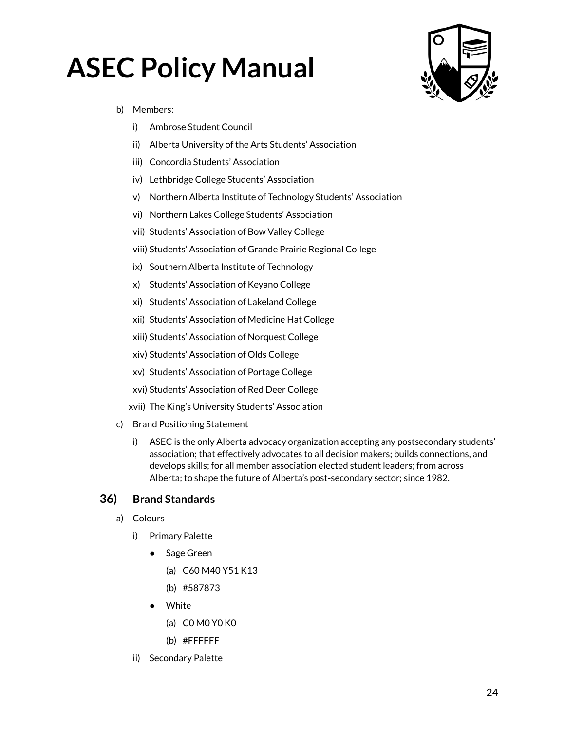b) Members:
   i) Ambrose Student Council
   ii) Alberta University of the Arts Students' Association
   iii) Concordia Students' Association
   iv) Lethbridge College Students' Association
   v) Northern Alberta Institute of Technology Students' Association
   vi) Northern Lakes College Students' Association
   vii) Students' Association of Bow Valley College
   viii) Students' Association of Grande Prairie Regional College
   ix) Southern Alberta Institute of Technology
   x) Students' Association of Keyano College
   xi) Students' Association of Lakeland College
   xii) Students' Association of Medicine Hat College
   xiii) Students' Association of Norquest College
   xiv) Students' Association of Olds College
   xv) Students' Association of Portage College
   xvi) Students' Association of Red Deer College
   xvii) The King's University Students' Association

c) Brand Positioning Statement
   i) ASEC is the only Alberta advocacy organization accepting any postsecondary students' association; that effectively advocates to all decision makers; builds connections, and develops skills; for all member association elected student leaders; from across Alberta; to shape the future of Alberta's post-secondary sector; since 1982.

## 36) Brand Standards

a) Colours
   i) Primary Palette
      - Sage Green
         (a) C60 M40 Y51 K13
         (b) #587873
      - White
         (a) C0 M0 Y0 K0
         (b) #FFFFFF
   ii) Secondary Palette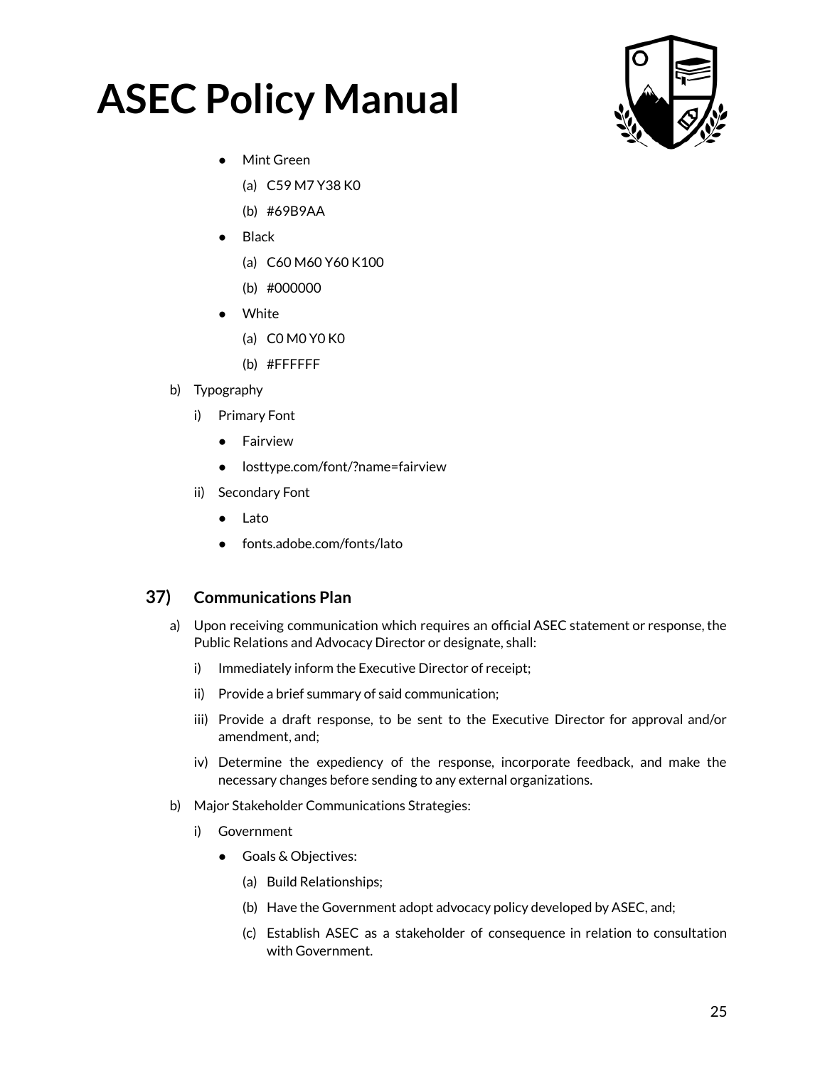- Mint Green
    - (a) C59 M7 Y38 K0
    - (b) #69B9AA
- Black
    - (a) C60 M60 Y60 K100
    - (b) #000000
- White
    - (a) C0 M0 Y0 K0
    - (b) #FFFFFF

b) Typography

i) Primary Font

- Fairview
- losttype.com/font/?name=fairview

ii) Secondary Font

- Lato
- fonts.adobe.com/fonts/lato

## 37) Communications Plan

a) Upon receiving communication which requires an official ASEC statement or response, the Public Relations and Advocacy Director or designate, shall:

i) Immediately inform the Executive Director of receipt;

ii) Provide a brief summary of said communication;

iii) Provide a draft response, to be sent to the Executive Director for approval and/or amendment, and;

iv) Determine the expediency of the response, incorporate feedback, and make the necessary changes before sending to any external organizations.

b) Major Stakeholder Communications Strategies:

i) Government

- Goals & Objectives:
    - (a) Build Relationships;
    - (b) Have the Government adopt advocacy policy developed by ASEC, and;
    - (c) Establish ASEC as a stakeholder of consequence in relation to consultation with Government.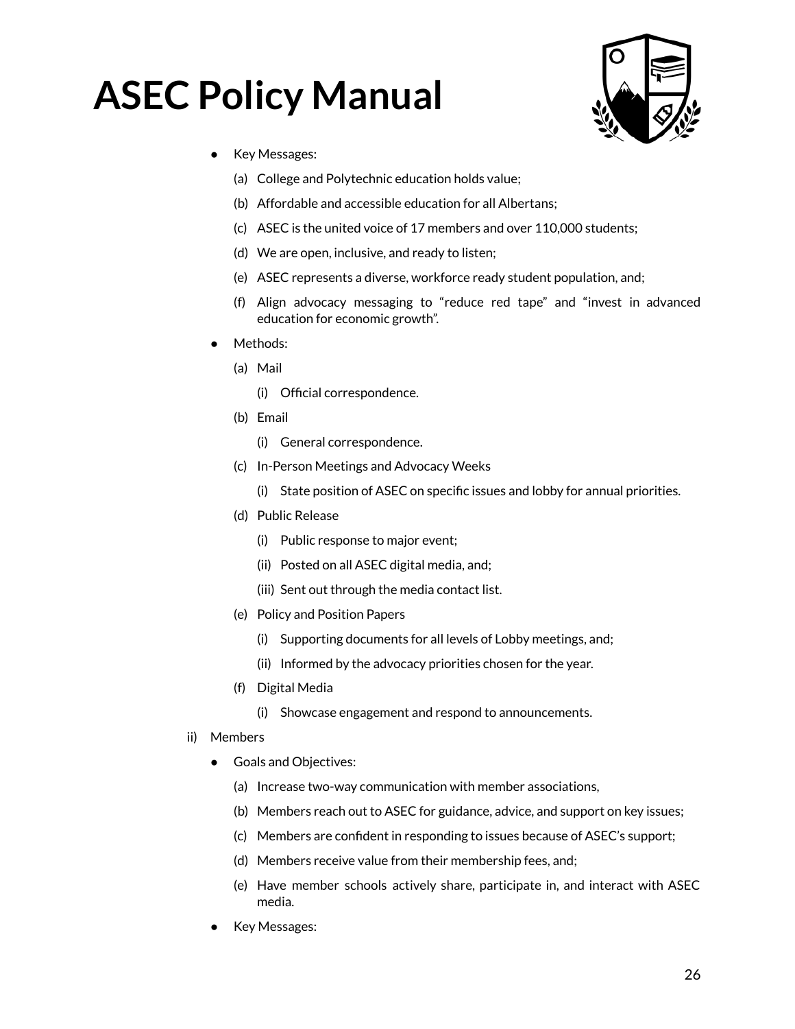- Key Messages:
  - (a) College and Polytechnic education holds value;
  - (b) Affordable and accessible education for all Albertans;
  - (c) ASEC is the united voice of 17 members and over 110,000 students;
  - (d) We are open, inclusive, and ready to listen;
  - (e) ASEC represents a diverse, workforce ready student population, and;
  - (f) Align advocacy messaging to "reduce red tape" and "invest in advanced education for economic growth".
- Methods:
  - (a) Mail
    - (i) Official correspondence.
  - (b) Email
    - (i) General correspondence.
  - (c) In-Person Meetings and Advocacy Weeks
    - (i) State position of ASEC on specific issues and lobby for annual priorities.
  - (d) Public Release
    - (i) Public response to major event;
    - (ii) Posted on all ASEC digital media, and;
    - (iii) Sent out through the media contact list.
  - (e) Policy and Position Papers
    - (i) Supporting documents for all levels of Lobby meetings, and;
    - (ii) Informed by the advocacy priorities chosen for the year.
  - (f) Digital Media
    - (i) Showcase engagement and respond to announcements.

ii) Members

- Goals and Objectives:
  - (a) Increase two-way communication with member associations,
  - (b) Members reach out to ASEC for guidance, advice, and support on key issues;
  - (c) Members are confident in responding to issues because of ASEC's support;
  - (d) Members receive value from their membership fees, and;
  - (e) Have member schools actively share, participate in, and interact with ASEC media.
- Key Messages: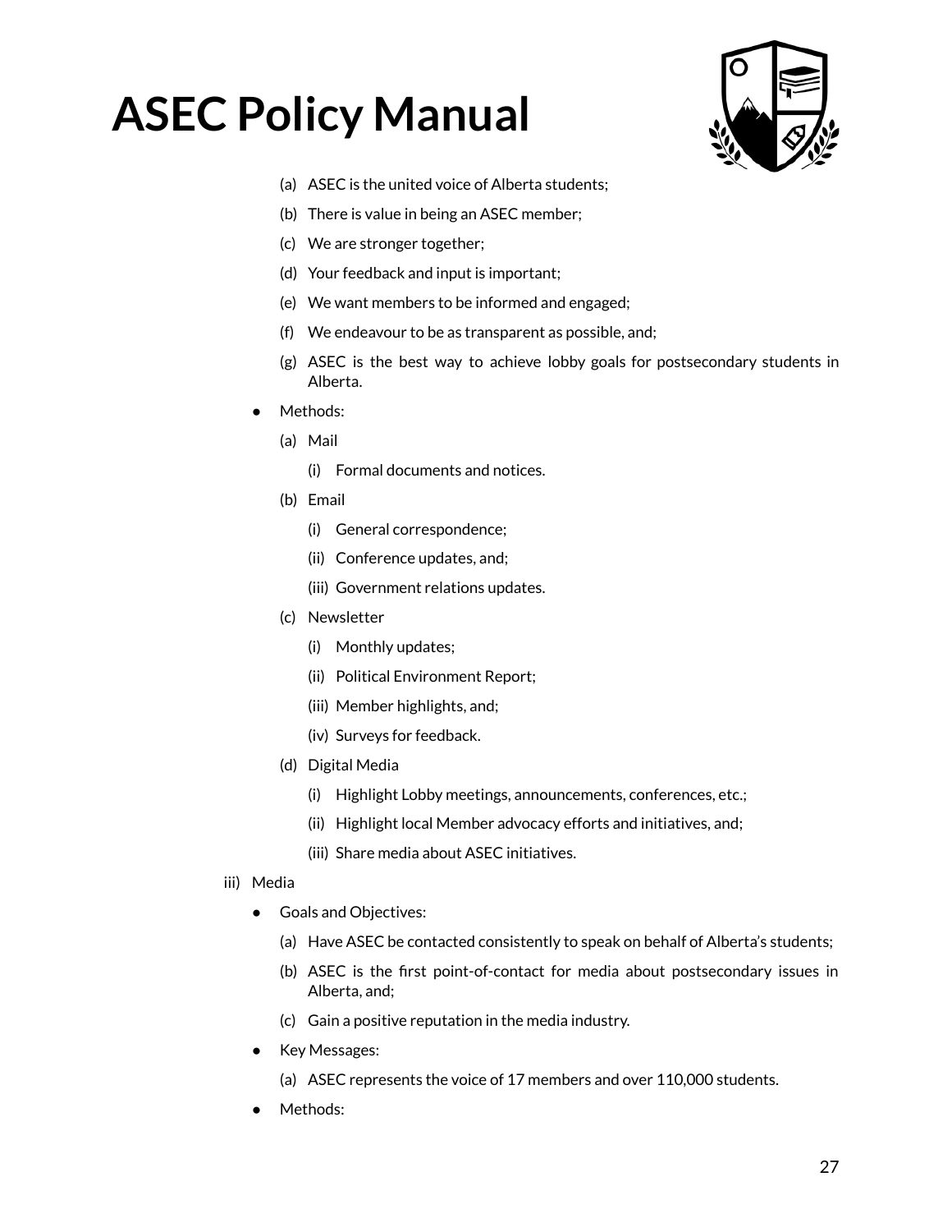(a) ASEC is the united voice of Alberta students;

(b) There is value in being an ASEC member;

(c) We are stronger together;

(d) Your feedback and input is important;

(e) We want members to be informed and engaged;

(f) We endeavour to be as transparent as possible, and;

(g) ASEC is the best way to achieve lobby goals for postsecondary students in Alberta.

- Methods:

  (a) Mail

  (i) Formal documents and notices.

  (b) Email

  (i) General correspondence;

  (ii) Conference updates, and;

  (iii) Government relations updates.

  (c) Newsletter

  (i) Monthly updates;

  (ii) Political Environment Report;

  (iii) Member highlights, and;

  (iv) Surveys for feedback.

  (d) Digital Media

  (i) Highlight Lobby meetings, announcements, conferences, etc.;

  (ii) Highlight local Member advocacy efforts and initiatives, and;

  (iii) Share media about ASEC initiatives.

iii) Media

- Goals and Objectives:

  (a) Have ASEC be contacted consistently to speak on behalf of Alberta's students;

  (b) ASEC is the first point-of-contact for media about postsecondary issues in Alberta, and;

  (c) Gain a positive reputation in the media industry.

- Key Messages:

  (a) ASEC represents the voice of 17 members and over 110,000 students.

- Methods: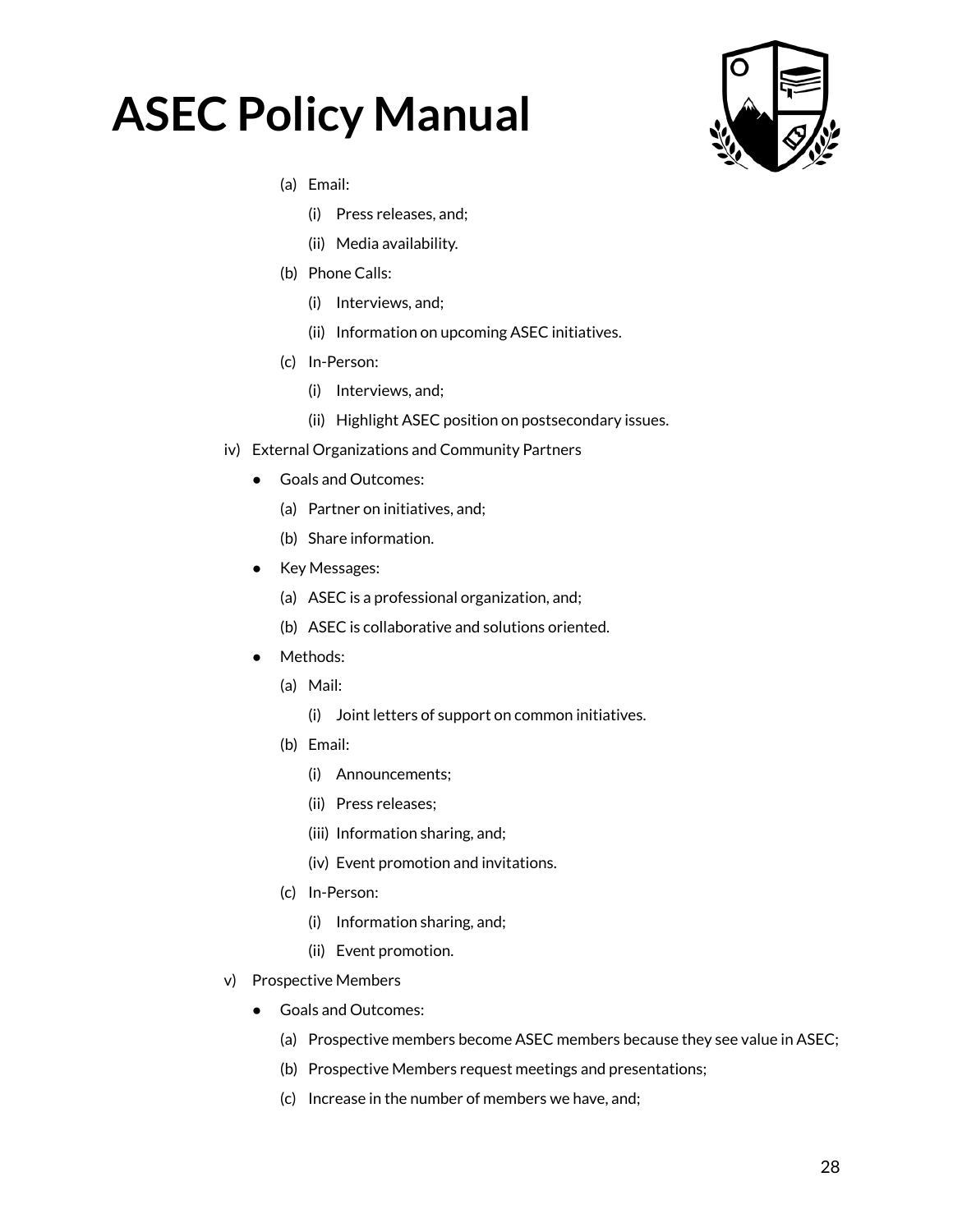- (a) Email:
    - (i) Press releases, and;
    - (ii) Media availability.
- (b) Phone Calls:
    - (i) Interviews, and;
    - (ii) Information on upcoming ASEC initiatives.
- (c) In-Person:
    - (i) Interviews, and;
    - (ii) Highlight ASEC position on postsecondary issues.

iv) External Organizations and Community Partners

- Goals and Outcomes:
    - (a) Partner on initiatives, and;
    - (b) Share information.
- Key Messages:
    - (a) ASEC is a professional organization, and;
    - (b) ASEC is collaborative and solutions oriented.
- Methods:
    - (a) Mail:
        - (i) Joint letters of support on common initiatives.
    - (b) Email:
        - (i) Announcements;
        - (ii) Press releases;
        - (iii) Information sharing, and;
        - (iv) Event promotion and invitations.
    - (c) In-Person:
        - (i) Information sharing, and;
        - (ii) Event promotion.

v) Prospective Members

- Goals and Outcomes:
    - (a) Prospective members become ASEC members because they see value in ASEC;
    - (b) Prospective Members request meetings and presentations;
    - (c) Increase in the number of members we have, and;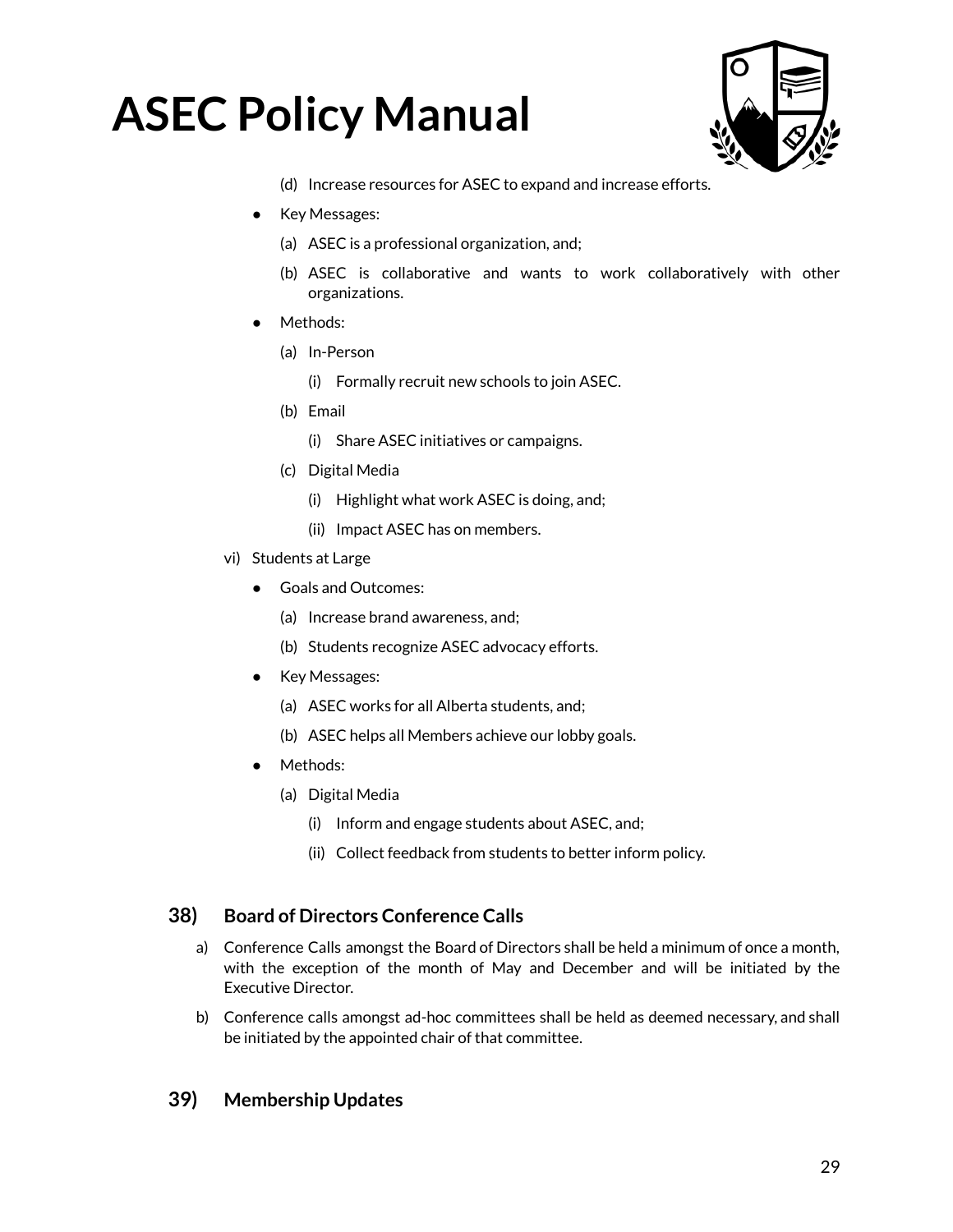(d) Increase resources for ASEC to expand and increase efforts.

- Key Messages:

  (a) ASEC is a professional organization, and;

  (b) ASEC is collaborative and wants to work collaboratively with other organizations.

- Methods:

  (a) In-Person

    (i) Formally recruit new schools to join ASEC.

  (b) Email

    (i) Share ASEC initiatives or campaigns.

  (c) Digital Media

    (i) Highlight what work ASEC is doing, and;

    (ii) Impact ASEC has on members.

vi) Students at Large

- Goals and Outcomes:

  (a) Increase brand awareness, and;

  (b) Students recognize ASEC advocacy efforts.

- Key Messages:

  (a) ASEC works for all Alberta students, and;

  (b) ASEC helps all Members achieve our lobby goals.

- Methods:

  (a) Digital Media

    (i) Inform and engage students about ASEC, and;

    (ii) Collect feedback from students to better inform policy.

## 38) Board of Directors Conference Calls

a) Conference Calls amongst the Board of Directors shall be held a minimum of once a month, with the exception of the month of May and December and will be initiated by the Executive Director.

b) Conference calls amongst ad-hoc committees shall be held as deemed necessary, and shall be initiated by the appointed chair of that committee.

## 39) Membership Updates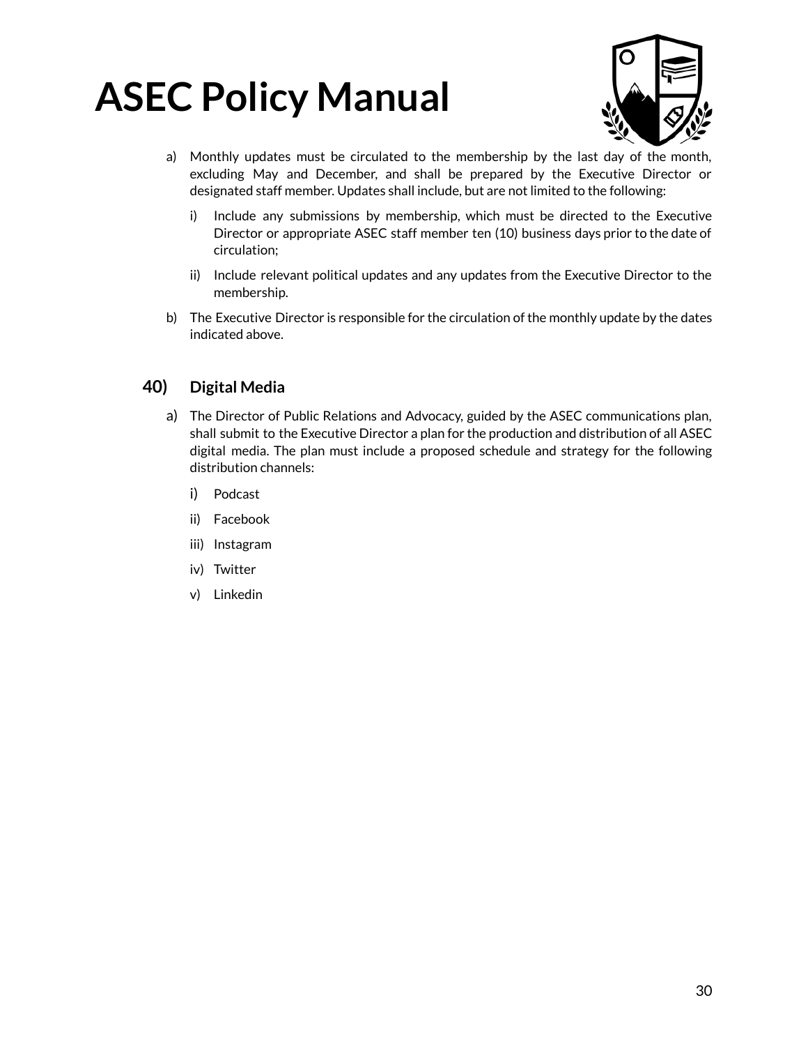a) Monthly updates must be circulated to the membership by the last day of the month, excluding May and December, and shall be prepared by the Executive Director or designated staff member. Updates shall include, but are not limited to the following:

   i) Include any submissions by membership, which must be directed to the Executive Director or appropriate ASEC staff member ten (10) business days prior to the date of circulation;

   ii) Include relevant political updates and any updates from the Executive Director to the membership.

b) The Executive Director is responsible for the circulation of the monthly update by the dates indicated above.

## 40) Digital Media

a) The Director of Public Relations and Advocacy, guided by the ASEC communications plan, shall submit to the Executive Director a plan for the production and distribution of all ASEC digital media. The plan must include a proposed schedule and strategy for the following distribution channels:

   i) Podcast

   ii) Facebook

   iii) Instagram

   iv) Twitter

   v) Linkedin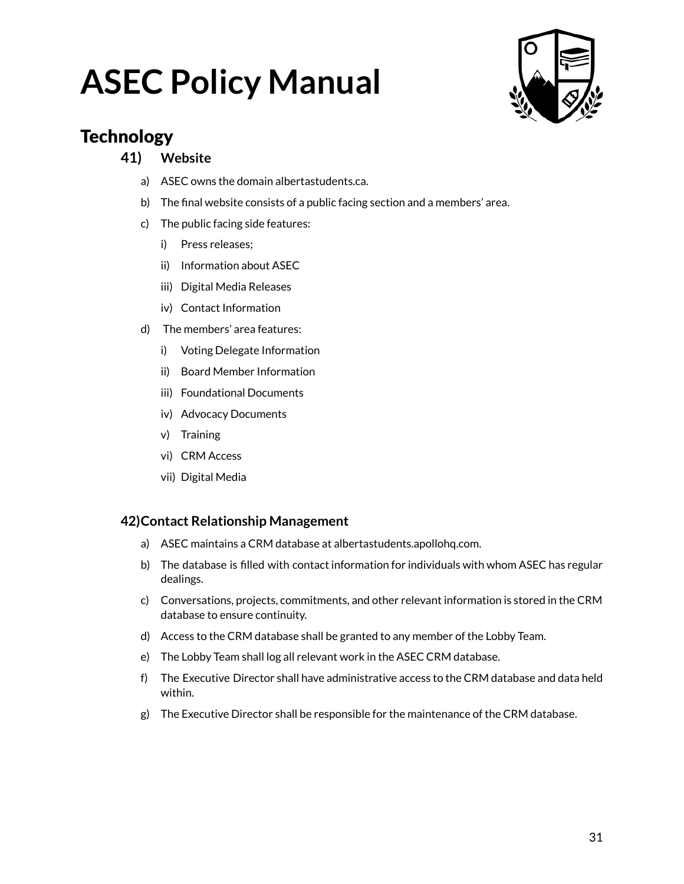# ASEC Policy Manual

## Technology

### 41) Website

a) ASEC owns the domain albertastudents.ca.

b) The final website consists of a public facing section and a members' area.

c) The public facing side features:

   i) Press releases;

   ii) Information about ASEC

   iii) Digital Media Releases

   iv) Contact Information

d) The members' area features:

   i) Voting Delegate Information

   ii) Board Member Information

   iii) Foundational Documents

   iv) Advocacy Documents

   v) Training

   vi) CRM Access

   vii) Digital Media

### 42) Contact Relationship Management

a) ASEC maintains a CRM database at albertastudents.apollohq.com.

b) The database is filled with contact information for individuals with whom ASEC has regular dealings.

c) Conversations, projects, commitments, and other relevant information is stored in the CRM database to ensure continuity.

d) Access to the CRM database shall be granted to any member of the Lobby Team.

e) The Lobby Team shall log all relevant work in the ASEC CRM database.

f) The Executive Director shall have administrative access to the CRM database and data held within.

g) The Executive Director shall be responsible for the maintenance of the CRM database.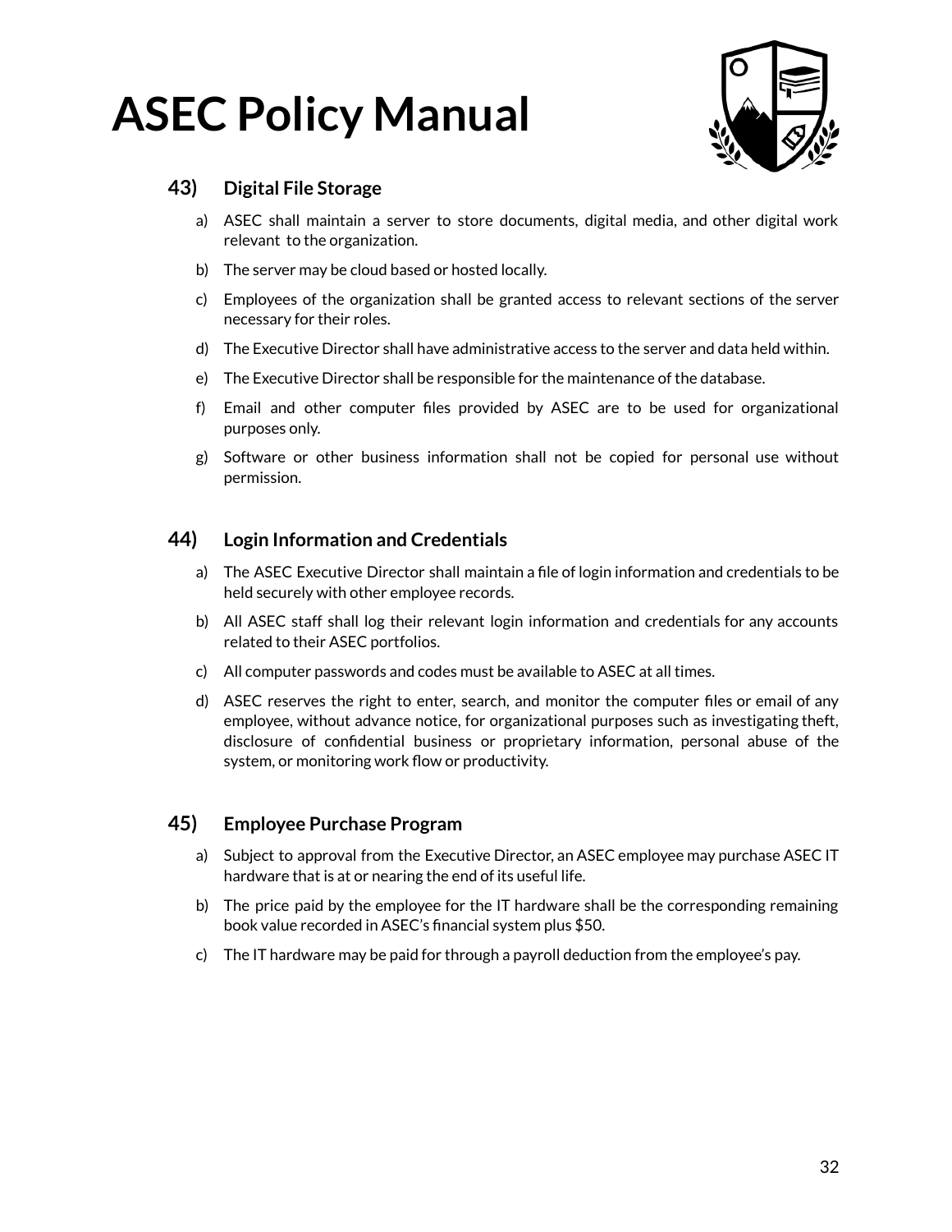# ASEC Policy Manual

## 43) Digital File Storage

a) ASEC shall maintain a server to store documents, digital media, and other digital work relevant to the organization.

b) The server may be cloud based or hosted locally.

c) Employees of the organization shall be granted access to relevant sections of the server necessary for their roles.

d) The Executive Director shall have administrative access to the server and data held within.

e) The Executive Director shall be responsible for the maintenance of the database.

f) Email and other computer files provided by ASEC are to be used for organizational purposes only.

g) Software or other business information shall not be copied for personal use without permission.

## 44) Login Information and Credentials

a) The ASEC Executive Director shall maintain a file of login information and credentials to be held securely with other employee records.

b) All ASEC staff shall log their relevant login information and credentials for any accounts related to their ASEC portfolios.

c) All computer passwords and codes must be available to ASEC at all times.

d) ASEC reserves the right to enter, search, and monitor the computer files or email of any employee, without advance notice, for organizational purposes such as investigating theft, disclosure of confidential business or proprietary information, personal abuse of the system, or monitoring work flow or productivity.

## 45) Employee Purchase Program

a) Subject to approval from the Executive Director, an ASEC employee may purchase ASEC IT hardware that is at or nearing the end of its useful life.

b) The price paid by the employee for the IT hardware shall be the corresponding remaining book value recorded in ASEC's financial system plus $50.

c) The IT hardware may be paid for through a payroll deduction from the employee's pay.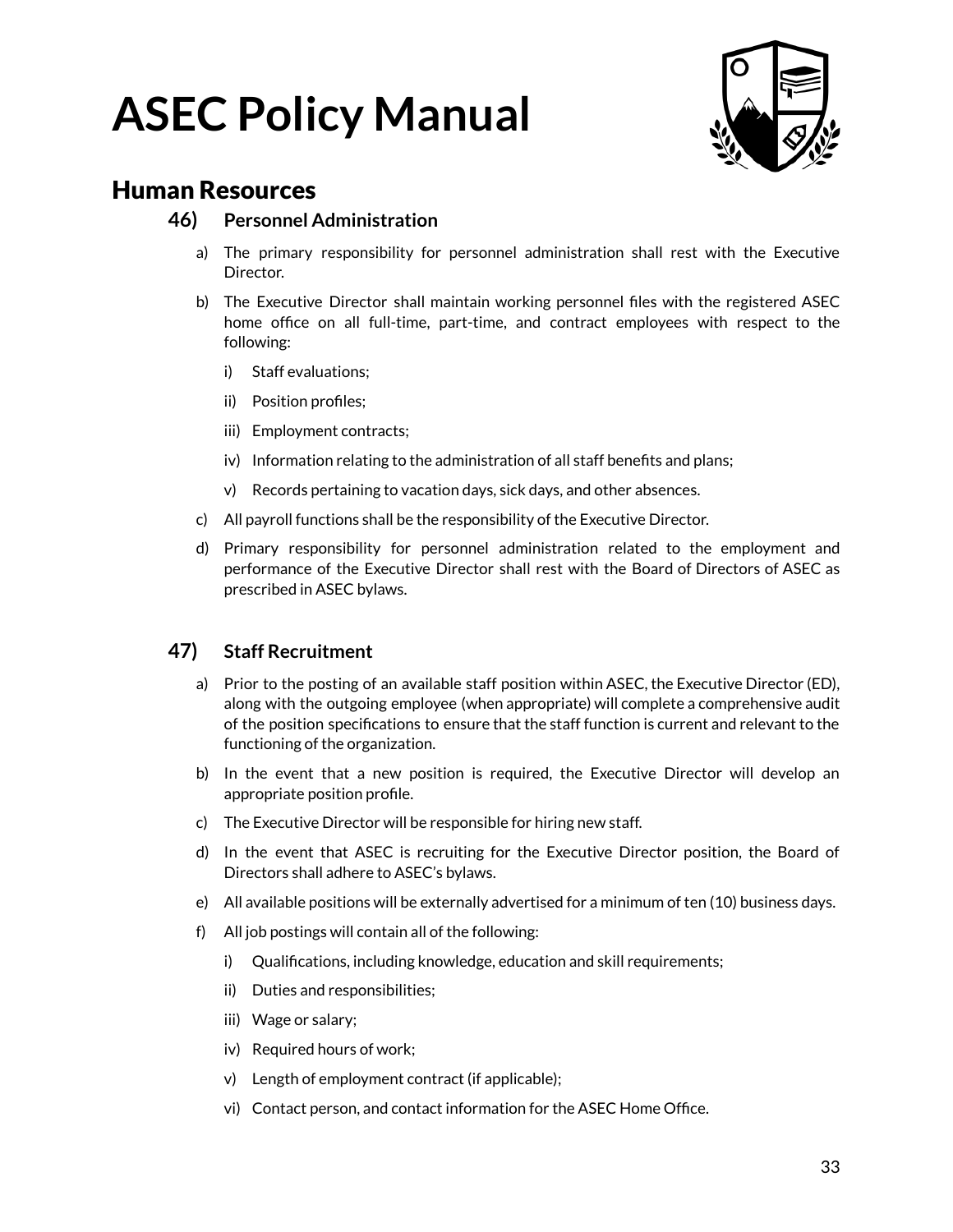# ASEC Policy Manual

## Human Resources

### 46) Personnel Administration

a) The primary responsibility for personnel administration shall rest with the Executive Director.

b) The Executive Director shall maintain working personnel files with the registered ASEC home office on all full-time, part-time, and contract employees with respect to the following:

   i) Staff evaluations;

   ii) Position profiles;

   iii) Employment contracts;

   iv) Information relating to the administration of all staff benefits and plans;

   v) Records pertaining to vacation days, sick days, and other absences.

c) All payroll functions shall be the responsibility of the Executive Director.

d) Primary responsibility for personnel administration related to the employment and performance of the Executive Director shall rest with the Board of Directors of ASEC as prescribed in ASEC bylaws.

### 47) Staff Recruitment

a) Prior to the posting of an available staff position within ASEC, the Executive Director (ED), along with the outgoing employee (when appropriate) will complete a comprehensive audit of the position specifications to ensure that the staff function is current and relevant to the functioning of the organization.

b) In the event that a new position is required, the Executive Director will develop an appropriate position profile.

c) The Executive Director will be responsible for hiring new staff.

d) In the event that ASEC is recruiting for the Executive Director position, the Board of Directors shall adhere to ASEC's bylaws.

e) All available positions will be externally advertised for a minimum of ten (10) business days.

f) All job postings will contain all of the following:

   i) Qualifications, including knowledge, education and skill requirements;

   ii) Duties and responsibilities;

   iii) Wage or salary;

   iv) Required hours of work;

   v) Length of employment contract (if applicable);

   vi) Contact person, and contact information for the ASEC Home Office.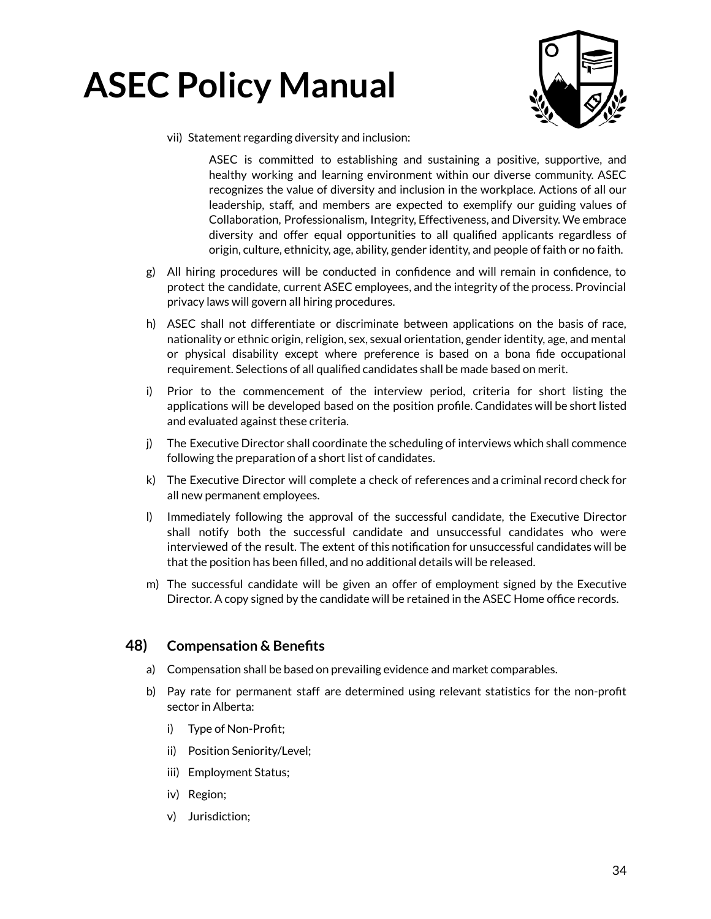vii) Statement regarding diversity and inclusion:

> ASEC is committed to establishing and sustaining a positive, supportive, and healthy working and learning environment within our diverse community. ASEC recognizes the value of diversity and inclusion in the workplace. Actions of all our leadership, staff, and members are expected to exemplify our guiding values of Collaboration, Professionalism, Integrity, Effectiveness, and Diversity. We embrace diversity and offer equal opportunities to all qualified applicants regardless of origin, culture, ethnicity, age, ability, gender identity, and people of faith or no faith.

g) All hiring procedures will be conducted in confidence and will remain in confidence, to protect the candidate, current ASEC employees, and the integrity of the process. Provincial privacy laws will govern all hiring procedures.

h) ASEC shall not differentiate or discriminate between applications on the basis of race, nationality or ethnic origin, religion, sex, sexual orientation, gender identity, age, and mental or physical disability except where preference is based on a bona fide occupational requirement. Selections of all qualified candidates shall be made based on merit.

i) Prior to the commencement of the interview period, criteria for short listing the applications will be developed based on the position profile. Candidates will be short listed and evaluated against these criteria.

j) The Executive Director shall coordinate the scheduling of interviews which shall commence following the preparation of a short list of candidates.

k) The Executive Director will complete a check of references and a criminal record check for all new permanent employees.

l) Immediately following the approval of the successful candidate, the Executive Director shall notify both the successful candidate and unsuccessful candidates who were interviewed of the result. The extent of this notification for unsuccessful candidates will be that the position has been filled, and no additional details will be released.

m) The successful candidate will be given an offer of employment signed by the Executive Director. A copy signed by the candidate will be retained in the ASEC Home office records.

## 48) Compensation & Benefits

a) Compensation shall be based on prevailing evidence and market comparables.

b) Pay rate for permanent staff are determined using relevant statistics for the non-profit sector in Alberta:

- i) Type of Non-Profit;
- ii) Position Seniority/Level;
- iii) Employment Status;
- iv) Region;
- v) Jurisdiction;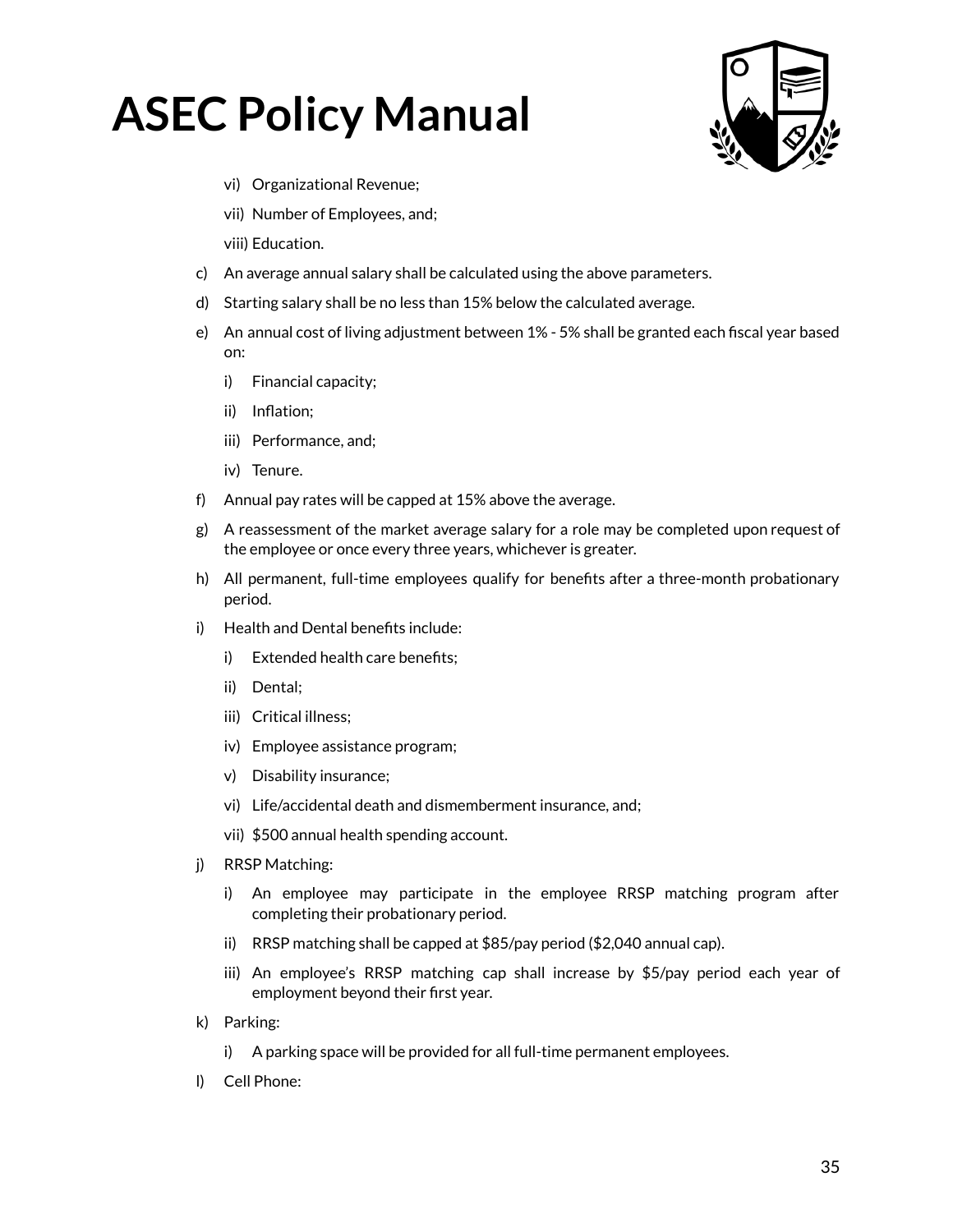vi) Organizational Revenue;

vii) Number of Employees, and;

viii) Education.

c) An average annual salary shall be calculated using the above parameters.

d) Starting salary shall be no less than 15% below the calculated average.

e) An annual cost of living adjustment between 1% - 5% shall be granted each fiscal year based on:

   i) Financial capacity;

   ii) Inflation;

   iii) Performance, and;

   iv) Tenure.

f) Annual pay rates will be capped at 15% above the average.

g) A reassessment of the market average salary for a role may be completed upon request of the employee or once every three years, whichever is greater.

h) All permanent, full-time employees qualify for benefits after a three-month probationary period.

i) Health and Dental benefits include:

   i) Extended health care benefits;

   ii) Dental;

   iii) Critical illness;

   iv) Employee assistance program;

   v) Disability insurance;

   vi) Life/accidental death and dismemberment insurance, and;

   vii) $500 annual health spending account.

j) RRSP Matching:

   i) An employee may participate in the employee RRSP matching program after completing their probationary period.

   ii) RRSP matching shall be capped at $85/pay period ($2,040 annual cap).

   iii) An employee's RRSP matching cap shall increase by $5/pay period each year of employment beyond their first year.

k) Parking:

   i) A parking space will be provided for all full-time permanent employees.

l) Cell Phone: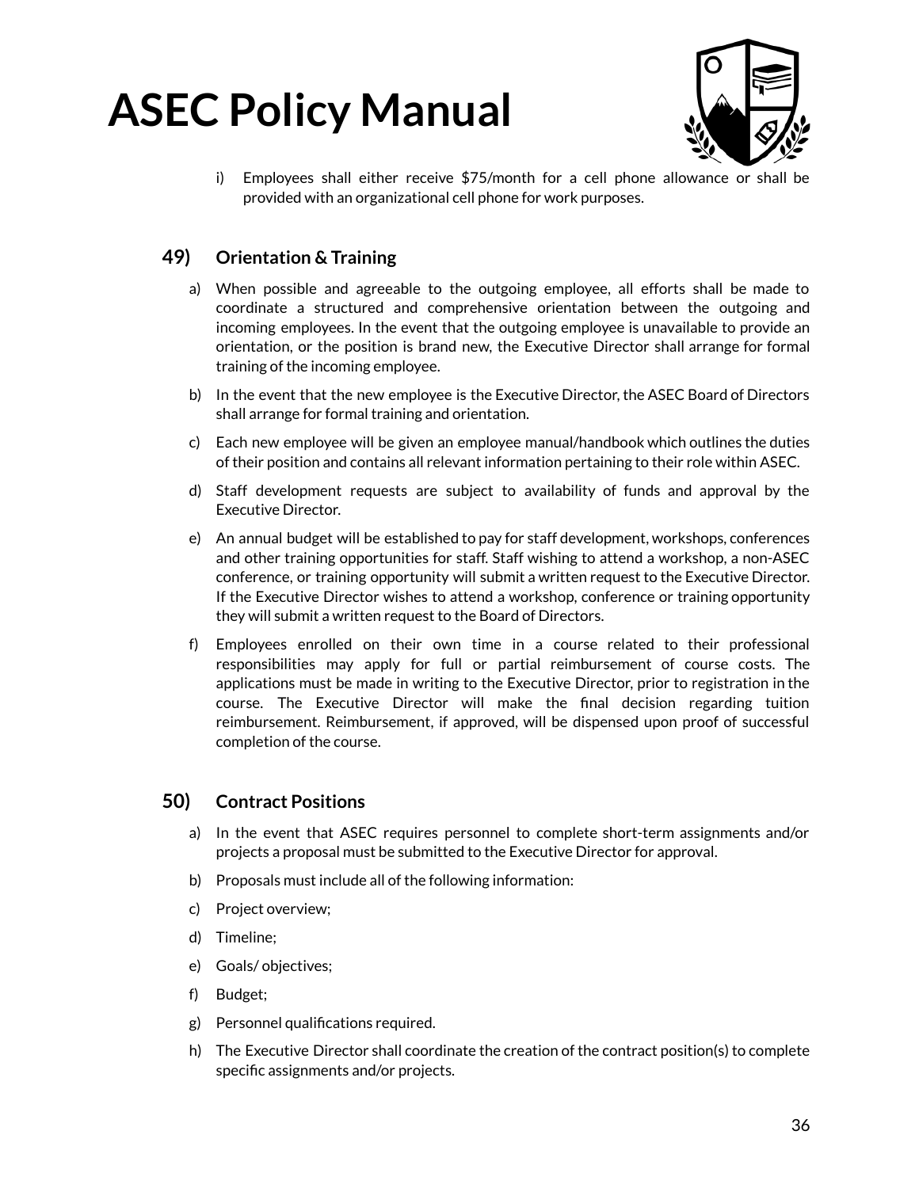i) Employees shall either receive $75/month for a cell phone allowance or shall be provided with an organizational cell phone for work purposes.

## 49) Orientation & Training

a) When possible and agreeable to the outgoing employee, all efforts shall be made to coordinate a structured and comprehensive orientation between the outgoing and incoming employees. In the event that the outgoing employee is unavailable to provide an orientation, or the position is brand new, the Executive Director shall arrange for formal training of the incoming employee.

b) In the event that the new employee is the Executive Director, the ASEC Board of Directors shall arrange for formal training and orientation.

c) Each new employee will be given an employee manual/handbook which outlines the duties of their position and contains all relevant information pertaining to their role within ASEC.

d) Staff development requests are subject to availability of funds and approval by the Executive Director.

e) An annual budget will be established to pay for staff development, workshops, conferences and other training opportunities for staff. Staff wishing to attend a workshop, a non-ASEC conference, or training opportunity will submit a written request to the Executive Director. If the Executive Director wishes to attend a workshop, conference or training opportunity they will submit a written request to the Board of Directors.

f) Employees enrolled on their own time in a course related to their professional responsibilities may apply for full or partial reimbursement of course costs. The applications must be made in writing to the Executive Director, prior to registration in the course. The Executive Director will make the final decision regarding tuition reimbursement. Reimbursement, if approved, will be dispensed upon proof of successful completion of the course.

## 50) Contract Positions

a) In the event that ASEC requires personnel to complete short-term assignments and/or projects a proposal must be submitted to the Executive Director for approval.

b) Proposals must include all of the following information:

c) Project overview;

d) Timeline;

e) Goals/ objectives;

f) Budget;

g) Personnel qualifications required.

h) The Executive Director shall coordinate the creation of the contract position(s) to complete specific assignments and/or projects.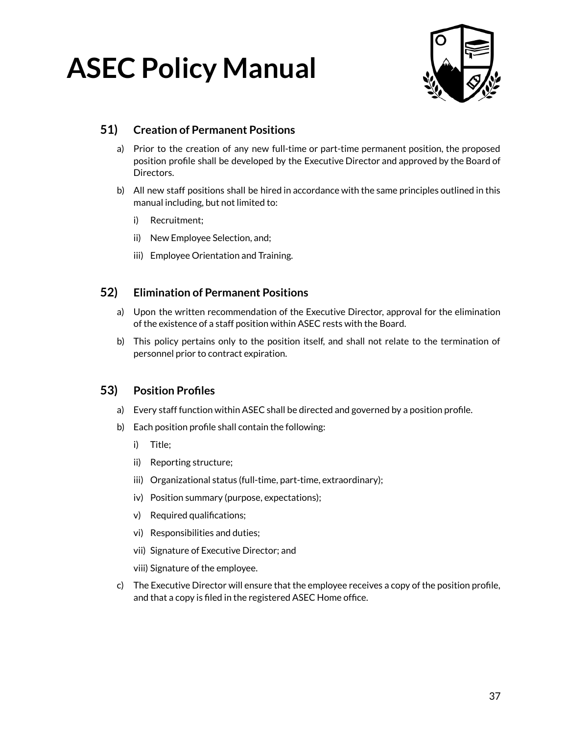## 51) Creation of Permanent Positions

a) Prior to the creation of any new full-time or part-time permanent position, the proposed position profile shall be developed by the Executive Director and approved by the Board of Directors.

b) All new staff positions shall be hired in accordance with the same principles outlined in this manual including, but not limited to:

   i) Recruitment;

   ii) New Employee Selection, and;

   iii) Employee Orientation and Training.

## 52) Elimination of Permanent Positions

a) Upon the written recommendation of the Executive Director, approval for the elimination of the existence of a staff position within ASEC rests with the Board.

b) This policy pertains only to the position itself, and shall not relate to the termination of personnel prior to contract expiration.

## 53) Position Profiles

a) Every staff function within ASEC shall be directed and governed by a position profile.

b) Each position profile shall contain the following:

   i) Title;

   ii) Reporting structure;

   iii) Organizational status (full-time, part-time, extraordinary);

   iv) Position summary (purpose, expectations);

   v) Required qualifications;

   vi) Responsibilities and duties;

   vii) Signature of Executive Director; and

   viii) Signature of the employee.

c) The Executive Director will ensure that the employee receives a copy of the position profile, and that a copy is filed in the registered ASEC Home office.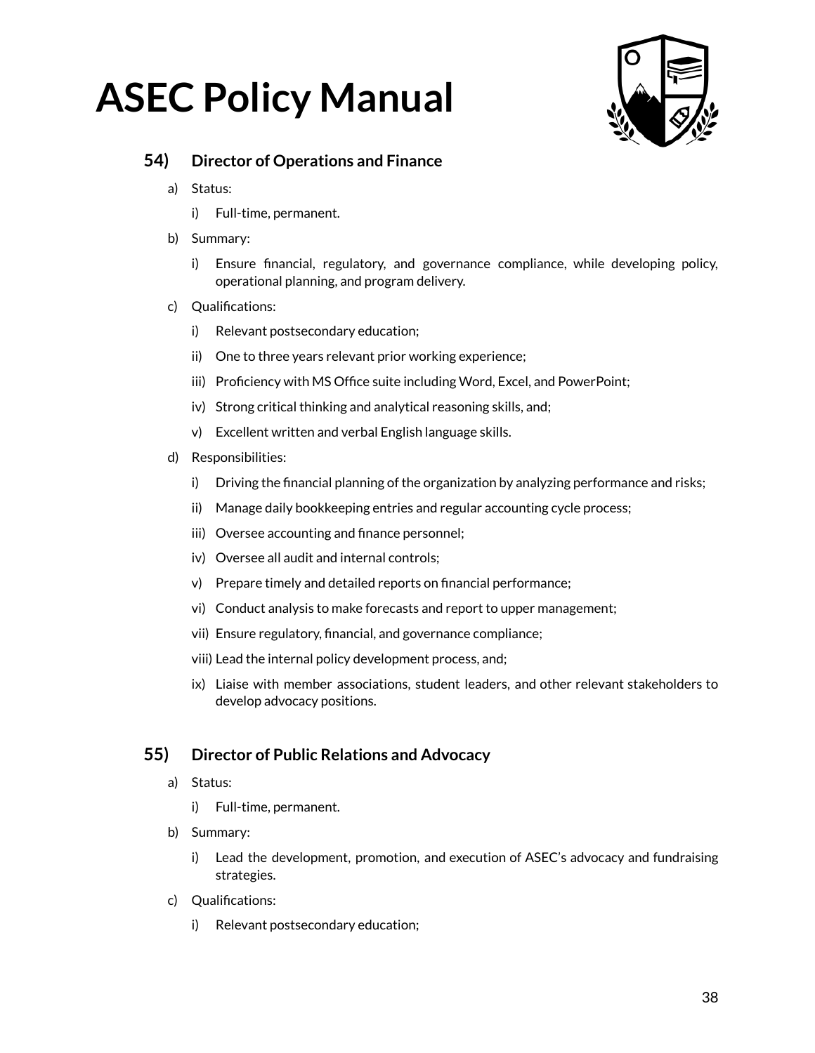## 54) Director of Operations and Finance

a) Status:

i) Full-time, permanent.

b) Summary:

i) Ensure financial, regulatory, and governance compliance, while developing policy, operational planning, and program delivery.

c) Qualifications:

i) Relevant postsecondary education;

ii) One to three years relevant prior working experience;

iii) Proficiency with MS Office suite including Word, Excel, and PowerPoint;

iv) Strong critical thinking and analytical reasoning skills, and;

v) Excellent written and verbal English language skills.

d) Responsibilities:

i) Driving the financial planning of the organization by analyzing performance and risks;

ii) Manage daily bookkeeping entries and regular accounting cycle process;

iii) Oversee accounting and finance personnel;

iv) Oversee all audit and internal controls;

v) Prepare timely and detailed reports on financial performance;

vi) Conduct analysis to make forecasts and report to upper management;

vii) Ensure regulatory, financial, and governance compliance;

viii) Lead the internal policy development process, and;

ix) Liaise with member associations, student leaders, and other relevant stakeholders to develop advocacy positions.

## 55) Director of Public Relations and Advocacy

a) Status:

i) Full-time, permanent.

b) Summary:

i) Lead the development, promotion, and execution of ASEC's advocacy and fundraising strategies.

c) Qualifications:

i) Relevant postsecondary education;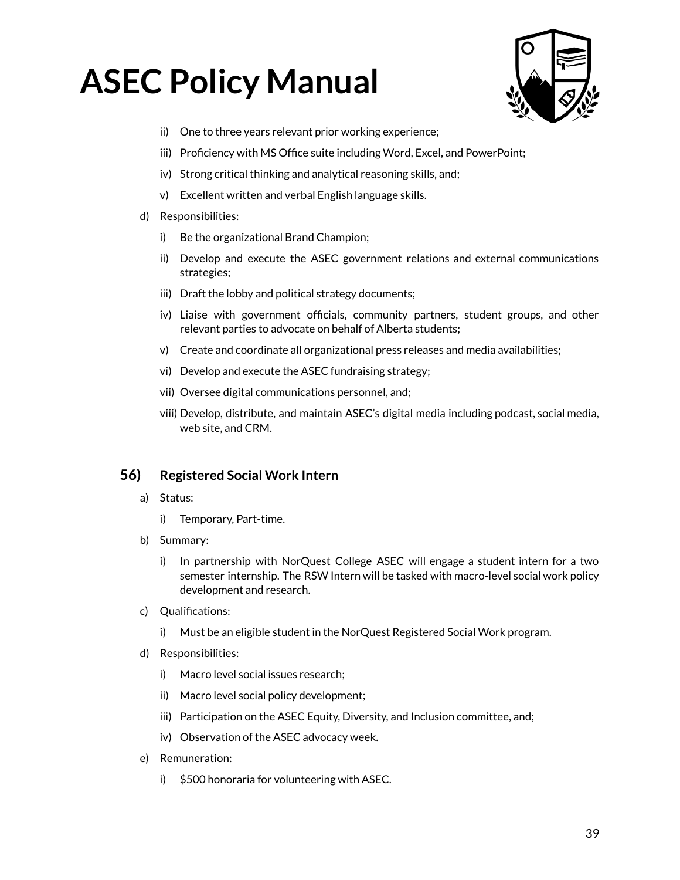- ii) One to three years relevant prior working experience;
- iii) Proficiency with MS Office suite including Word, Excel, and PowerPoint;
- iv) Strong critical thinking and analytical reasoning skills, and;
- v) Excellent written and verbal English language skills.

d) Responsibilities:

- i) Be the organizational Brand Champion;
- ii) Develop and execute the ASEC government relations and external communications strategies;
- iii) Draft the lobby and political strategy documents;
- iv) Liaise with government officials, community partners, student groups, and other relevant parties to advocate on behalf of Alberta students;
- v) Create and coordinate all organizational press releases and media availabilities;
- vi) Develop and execute the ASEC fundraising strategy;
- vii) Oversee digital communications personnel, and;
- viii) Develop, distribute, and maintain ASEC's digital media including podcast, social media, web site, and CRM.

### 56) Registered Social Work Intern

a) Status:

- i) Temporary, Part-time.

b) Summary:

- i) In partnership with NorQuest College ASEC will engage a student intern for a two semester internship. The RSW Intern will be tasked with macro-level social work policy development and research.

c) Qualifications:

- i) Must be an eligible student in the NorQuest Registered Social Work program.

d) Responsibilities:

- i) Macro level social issues research;
- ii) Macro level social policy development;
- iii) Participation on the ASEC Equity, Diversity, and Inclusion committee, and;
- iv) Observation of the ASEC advocacy week.

e) Remuneration:

- i) $500 honoraria for volunteering with ASEC.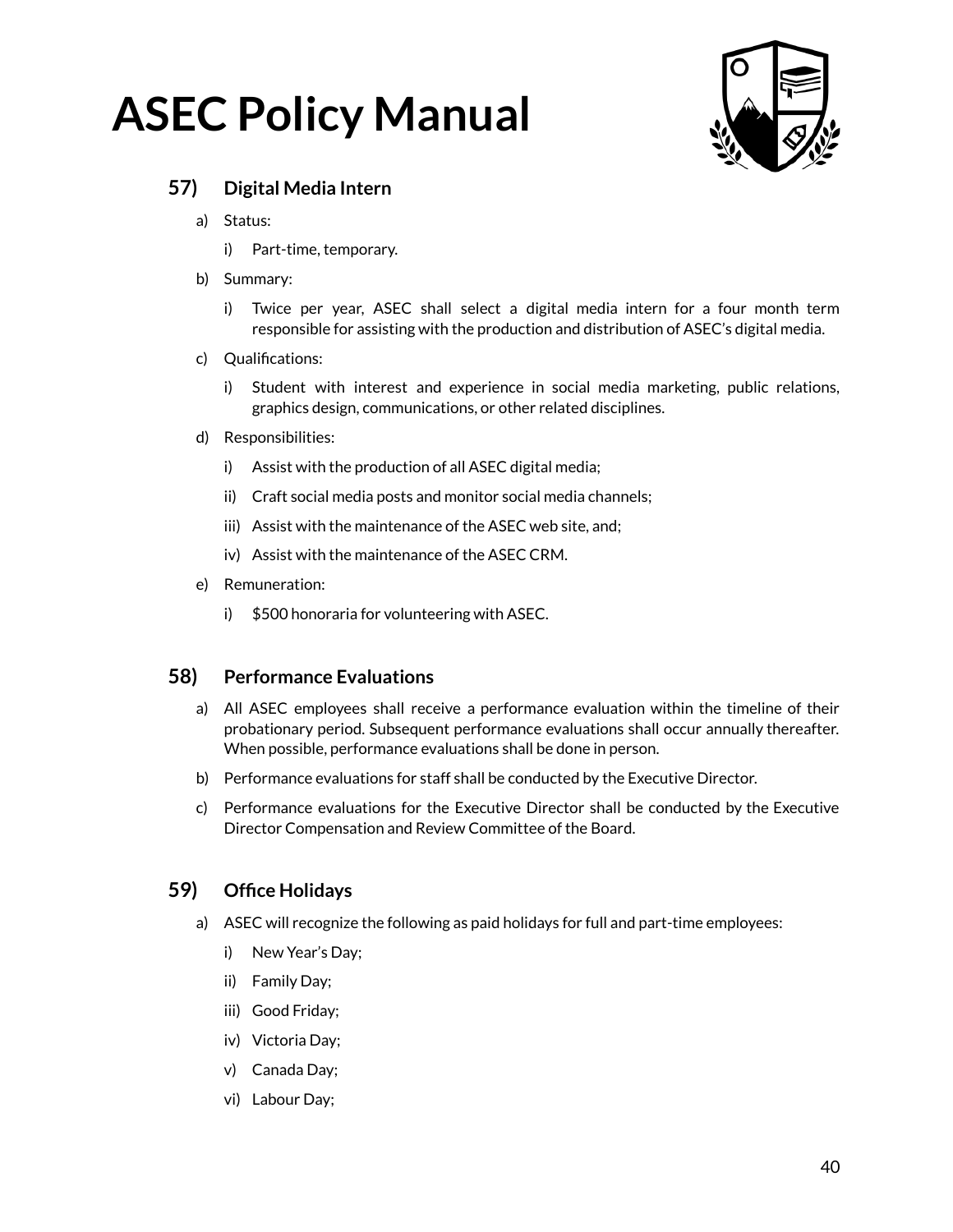# ASEC Policy Manual

## 57) Digital Media Intern

a) Status:

   i) Part-time, temporary.

b) Summary:

   i) Twice per year, ASEC shall select a digital media intern for a four month term responsible for assisting with the production and distribution of ASEC's digital media.

c) Qualifications:

   i) Student with interest and experience in social media marketing, public relations, graphics design, communications, or other related disciplines.

d) Responsibilities:

   i) Assist with the production of all ASEC digital media;

   ii) Craft social media posts and monitor social media channels;

   iii) Assist with the maintenance of the ASEC web site, and;

   iv) Assist with the maintenance of the ASEC CRM.

e) Remuneration:

   i) $500 honoraria for volunteering with ASEC.

## 58) Performance Evaluations

a) All ASEC employees shall receive a performance evaluation within the timeline of their probationary period. Subsequent performance evaluations shall occur annually thereafter. When possible, performance evaluations shall be done in person.

b) Performance evaluations for staff shall be conducted by the Executive Director.

c) Performance evaluations for the Executive Director shall be conducted by the Executive Director Compensation and Review Committee of the Board.

## 59) Office Holidays

a) ASEC will recognize the following as paid holidays for full and part-time employees:

   i) New Year's Day;

   ii) Family Day;

   iii) Good Friday;

   iv) Victoria Day;

   v) Canada Day;

   vi) Labour Day;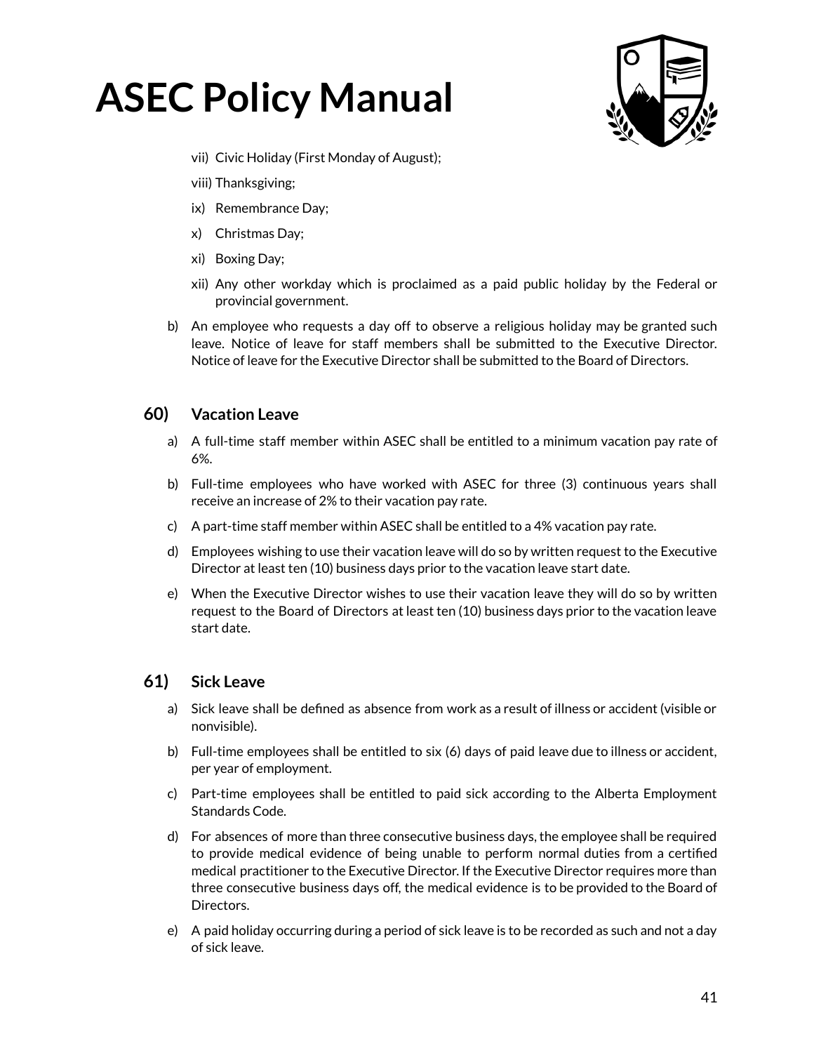vii) Civic Holiday (First Monday of August);

viii) Thanksgiving;

ix) Remembrance Day;

x) Christmas Day;

xi) Boxing Day;

xii) Any other workday which is proclaimed as a paid public holiday by the Federal or provincial government.

b) An employee who requests a day off to observe a religious holiday may be granted such leave. Notice of leave for staff members shall be submitted to the Executive Director. Notice of leave for the Executive Director shall be submitted to the Board of Directors.

## 60) Vacation Leave

a) A full-time staff member within ASEC shall be entitled to a minimum vacation pay rate of 6%.

b) Full-time employees who have worked with ASEC for three (3) continuous years shall receive an increase of 2% to their vacation pay rate.

c) A part-time staff member within ASEC shall be entitled to a 4% vacation pay rate.

d) Employees wishing to use their vacation leave will do so by written request to the Executive Director at least ten (10) business days prior to the vacation leave start date.

e) When the Executive Director wishes to use their vacation leave they will do so by written request to the Board of Directors at least ten (10) business days prior to the vacation leave start date.

## 61) Sick Leave

a) Sick leave shall be defined as absence from work as a result of illness or accident (visible or nonvisible).

b) Full-time employees shall be entitled to six (6) days of paid leave due to illness or accident, per year of employment.

c) Part-time employees shall be entitled to paid sick according to the Alberta Employment Standards Code.

d) For absences of more than three consecutive business days, the employee shall be required to provide medical evidence of being unable to perform normal duties from a certified medical practitioner to the Executive Director. If the Executive Director requires more than three consecutive business days off, the medical evidence is to be provided to the Board of Directors.

e) A paid holiday occurring during a period of sick leave is to be recorded as such and not a day of sick leave.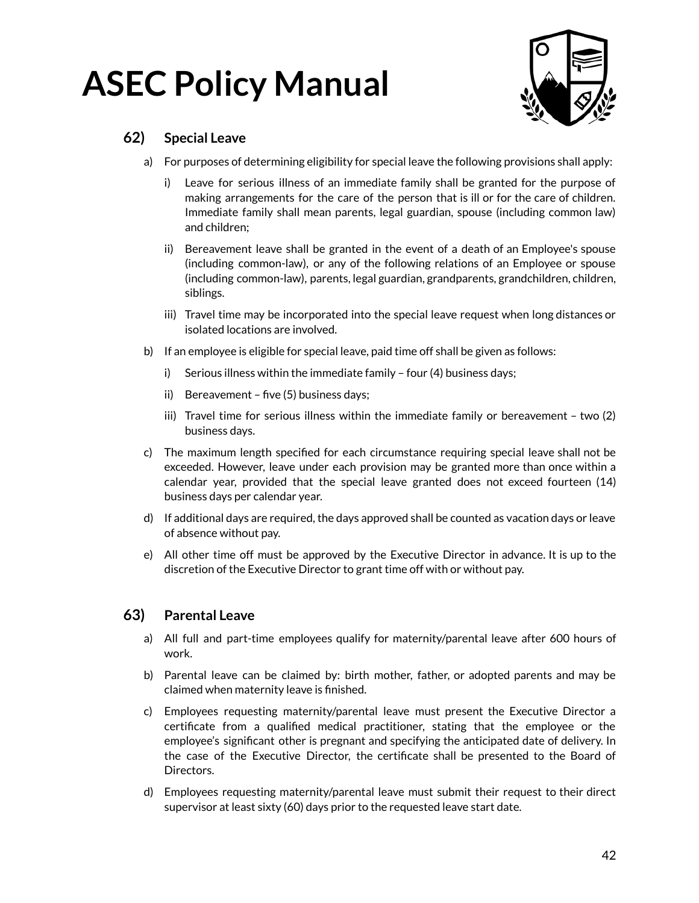## 62) Special Leave

a) For purposes of determining eligibility for special leave the following provisions shall apply:

   i) Leave for serious illness of an immediate family shall be granted for the purpose of making arrangements for the care of the person that is ill or for the care of children. Immediate family shall mean parents, legal guardian, spouse (including common law) and children;

   ii) Bereavement leave shall be granted in the event of a death of an Employee's spouse (including common-law), or any of the following relations of an Employee or spouse (including common-law), parents, legal guardian, grandparents, grandchildren, children, siblings.

   iii) Travel time may be incorporated into the special leave request when long distances or isolated locations are involved.

b) If an employee is eligible for special leave, paid time off shall be given as follows:

   i) Serious illness within the immediate family – four (4) business days;

   ii) Bereavement – five (5) business days;

   iii) Travel time for serious illness within the immediate family or bereavement – two (2) business days.

c) The maximum length specified for each circumstance requiring special leave shall not be exceeded. However, leave under each provision may be granted more than once within a calendar year, provided that the special leave granted does not exceed fourteen (14) business days per calendar year.

d) If additional days are required, the days approved shall be counted as vacation days or leave of absence without pay.

e) All other time off must be approved by the Executive Director in advance. It is up to the discretion of the Executive Director to grant time off with or without pay.

## 63) Parental Leave

a) All full and part-time employees qualify for maternity/parental leave after 600 hours of work.

b) Parental leave can be claimed by: birth mother, father, or adopted parents and may be claimed when maternity leave is finished.

c) Employees requesting maternity/parental leave must present the Executive Director a certificate from a qualified medical practitioner, stating that the employee or the employee's significant other is pregnant and specifying the anticipated date of delivery. In the case of the Executive Director, the certificate shall be presented to the Board of Directors.

d) Employees requesting maternity/parental leave must submit their request to their direct supervisor at least sixty (60) days prior to the requested leave start date.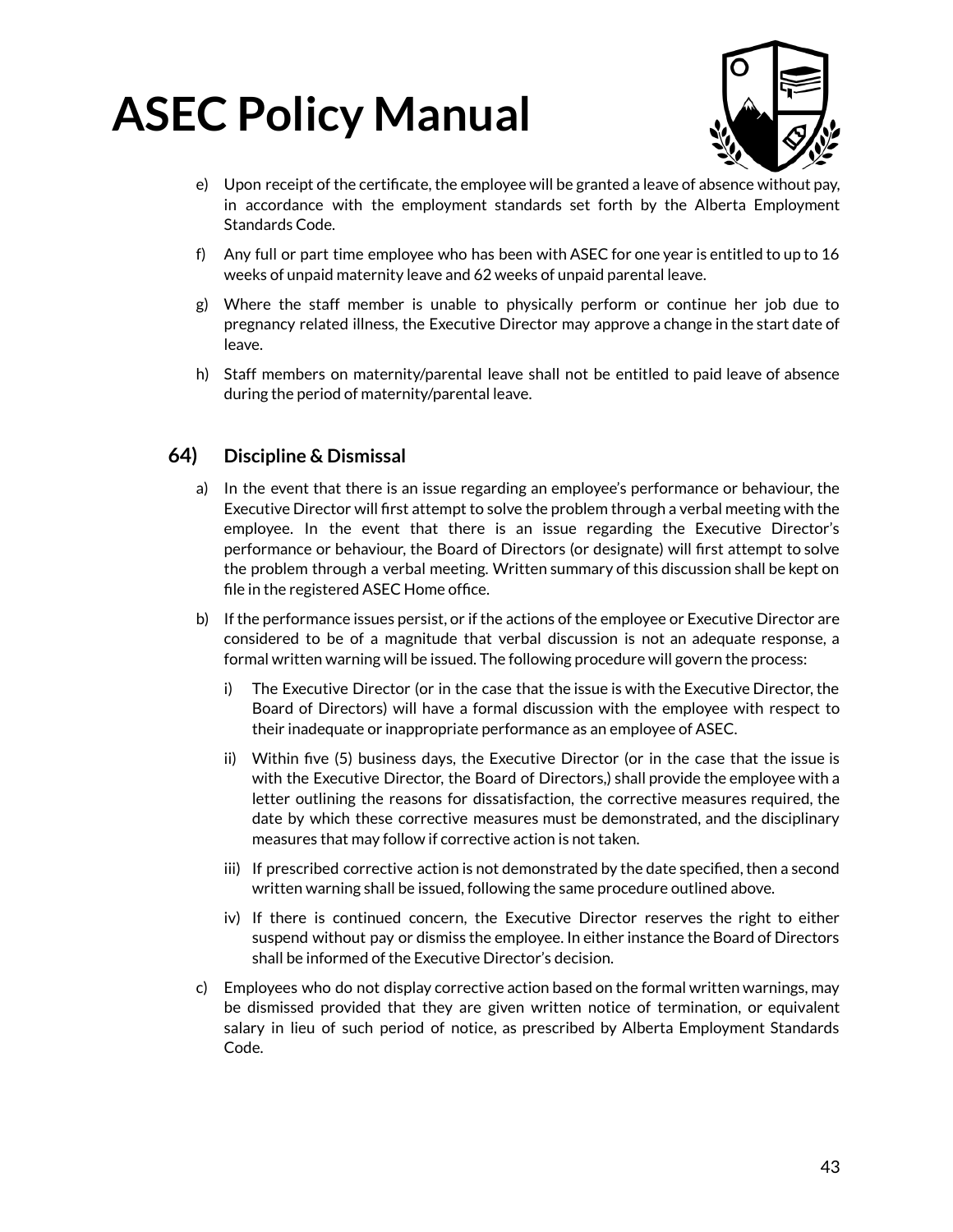e) Upon receipt of the certificate, the employee will be granted a leave of absence without pay, in accordance with the employment standards set forth by the Alberta Employment Standards Code.

f) Any full or part time employee who has been with ASEC for one year is entitled to up to 16 weeks of unpaid maternity leave and 62 weeks of unpaid parental leave.

g) Where the staff member is unable to physically perform or continue her job due to pregnancy related illness, the Executive Director may approve a change in the start date of leave.

h) Staff members on maternity/parental leave shall not be entitled to paid leave of absence during the period of maternity/parental leave.

### 64) Discipline & Dismissal

a) In the event that there is an issue regarding an employee's performance or behaviour, the Executive Director will first attempt to solve the problem through a verbal meeting with the employee. In the event that there is an issue regarding the Executive Director's performance or behaviour, the Board of Directors (or designate) will first attempt to solve the problem through a verbal meeting. Written summary of this discussion shall be kept on file in the registered ASEC Home office.

b) If the performance issues persist, or if the actions of the employee or Executive Director are considered to be of a magnitude that verbal discussion is not an adequate response, a formal written warning will be issued. The following procedure will govern the process:

   i) The Executive Director (or in the case that the issue is with the Executive Director, the Board of Directors) will have a formal discussion with the employee with respect to their inadequate or inappropriate performance as an employee of ASEC.

   ii) Within five (5) business days, the Executive Director (or in the case that the issue is with the Executive Director, the Board of Directors,) shall provide the employee with a letter outlining the reasons for dissatisfaction, the corrective measures required, the date by which these corrective measures must be demonstrated, and the disciplinary measures that may follow if corrective action is not taken.

   iii) If prescribed corrective action is not demonstrated by the date specified, then a second written warning shall be issued, following the same procedure outlined above.

   iv) If there is continued concern, the Executive Director reserves the right to either suspend without pay or dismiss the employee. In either instance the Board of Directors shall be informed of the Executive Director's decision.

c) Employees who do not display corrective action based on the formal written warnings, may be dismissed provided that they are given written notice of termination, or equivalent salary in lieu of such period of notice, as prescribed by Alberta Employment Standards Code.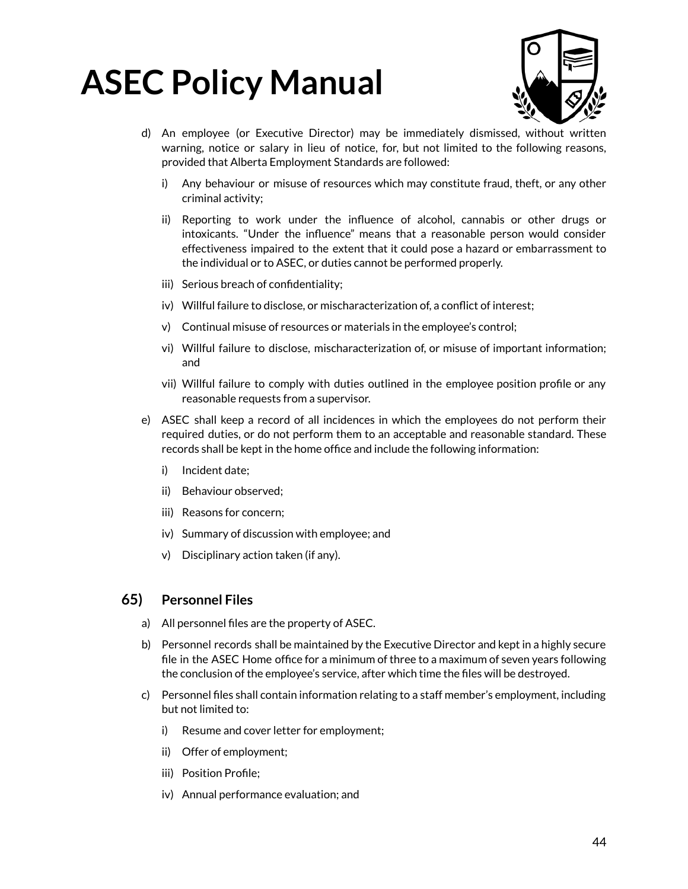d) An employee (or Executive Director) may be immediately dismissed, without written warning, notice or salary in lieu of notice, for, but not limited to the following reasons, provided that Alberta Employment Standards are followed:

   i) Any behaviour or misuse of resources which may constitute fraud, theft, or any other criminal activity;

   ii) Reporting to work under the influence of alcohol, cannabis or other drugs or intoxicants. "Under the influence" means that a reasonable person would consider effectiveness impaired to the extent that it could pose a hazard or embarrassment to the individual or to ASEC, or duties cannot be performed properly.

   iii) Serious breach of confidentiality;

   iv) Willful failure to disclose, or mischaracterization of, a conflict of interest;

   v) Continual misuse of resources or materials in the employee's control;

   vi) Willful failure to disclose, mischaracterization of, or misuse of important information; and

   vii) Willful failure to comply with duties outlined in the employee position profile or any reasonable requests from a supervisor.

e) ASEC shall keep a record of all incidences in which the employees do not perform their required duties, or do not perform them to an acceptable and reasonable standard. These records shall be kept in the home office and include the following information:

   i) Incident date;

   ii) Behaviour observed;

   iii) Reasons for concern;

   iv) Summary of discussion with employee; and

   v) Disciplinary action taken (if any).

## 65) Personnel Files

a) All personnel files are the property of ASEC.

b) Personnel records shall be maintained by the Executive Director and kept in a highly secure file in the ASEC Home office for a minimum of three to a maximum of seven years following the conclusion of the employee's service, after which time the files will be destroyed.

c) Personnel files shall contain information relating to a staff member's employment, including but not limited to:

   i) Resume and cover letter for employment;

   ii) Offer of employment;

   iii) Position Profile;

   iv) Annual performance evaluation; and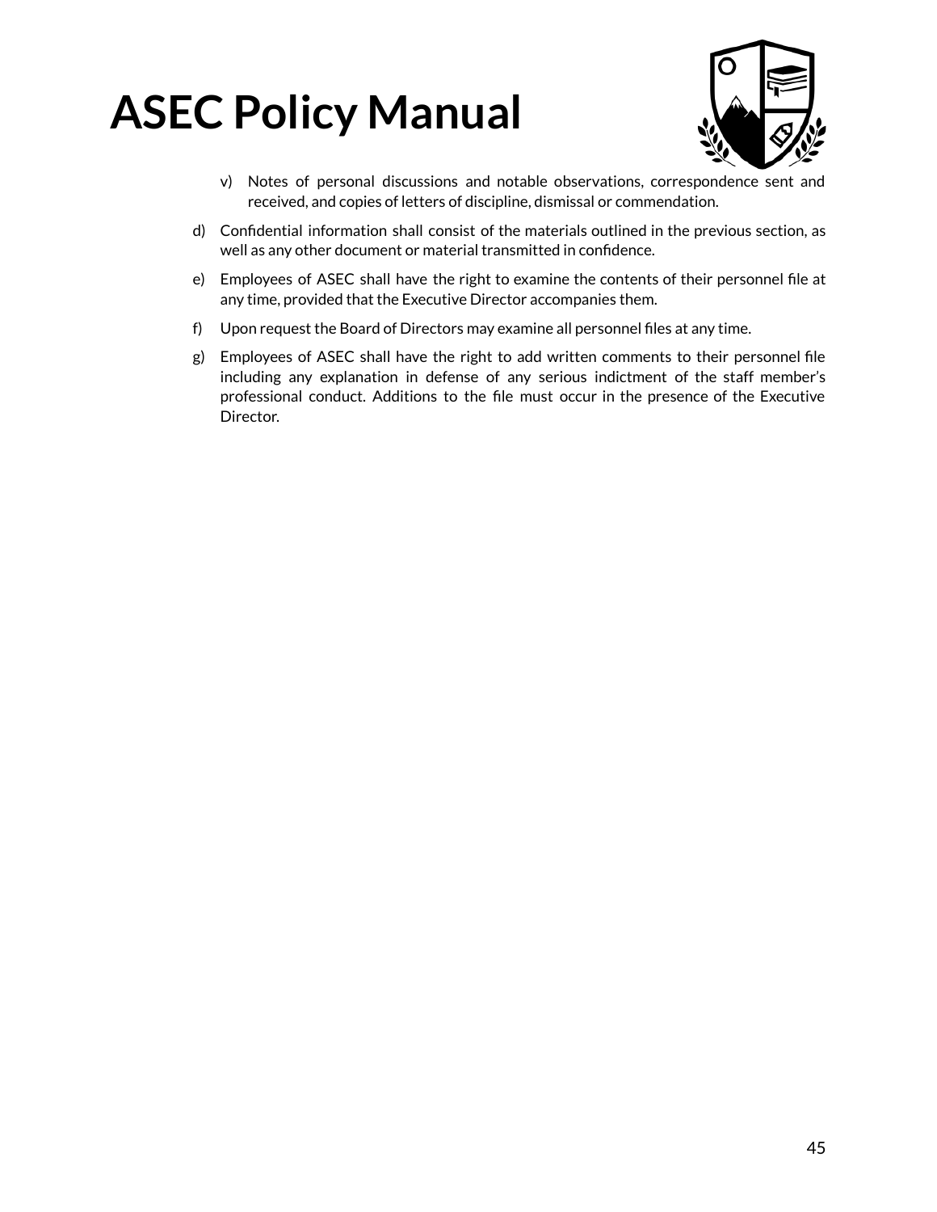v) Notes of personal discussions and notable observations, correspondence sent and received, and copies of letters of discipline, dismissal or commendation.

d) Confidential information shall consist of the materials outlined in the previous section, as well as any other document or material transmitted in confidence.

e) Employees of ASEC shall have the right to examine the contents of their personnel file at any time, provided that the Executive Director accompanies them.

f) Upon request the Board of Directors may examine all personnel files at any time.

g) Employees of ASEC shall have the right to add written comments to their personnel file including any explanation in defense of any serious indictment of the staff member's professional conduct. Additions to the file must occur in the presence of the Executive Director.